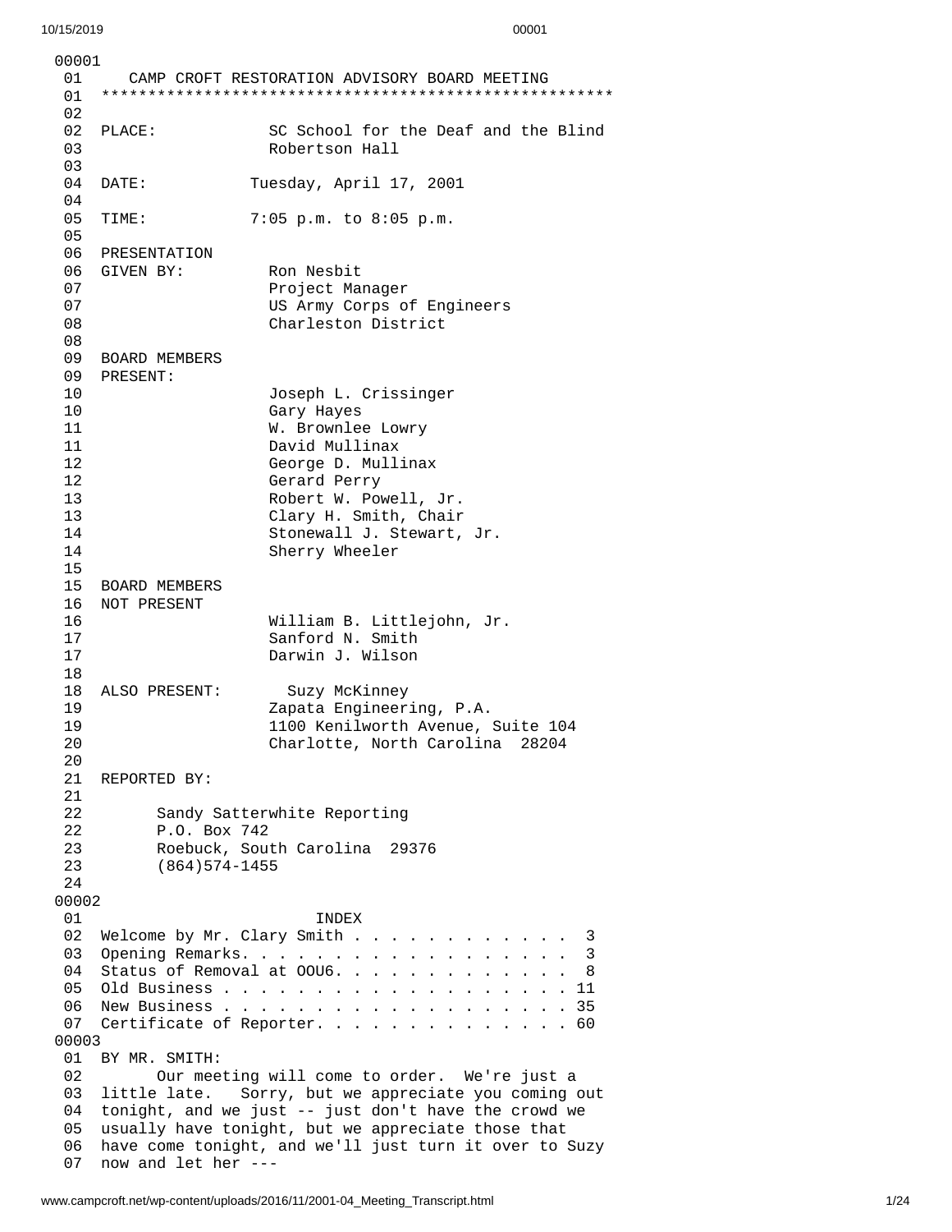00001

01 CAMP CROFT RESTORATION ADVISORY BOARD MEETING

01 *****************************************************

02

02 PLACE: SC School for the Deaf and the Blind

03 Robertson Hall

03

04 DATE: Tuesday, April 17, 2001

04

05 TIME: 7:05 p.m. to 8:05 p.m.

05

06 PRESENTATION

06 GIVEN BY: Ron Nesbit

07 Project Manager

07 US Army Corps of Engineers

08 Charleston District

08

09 BOARD MEMBERS

09 PRESENT:

10 Joseph L. Crissinger

10 Gary Hayes

11 W. Brownlee Lowry

11 David Mullinax

12 George D. Mullinax

12 Gerard Perry

13 Robert W. Powell, Jr.

13 Clary H. Smith, Chair

14 Stonewall J. Stewart, Jr.

14 Sherry Wheeler

15

15 BOARD MEMBERS

16 NOT PRESENT

16 William B. Littlejohn, Jr.

17 Sanford N. Smith

17 Darwin J. Wilson

18

18 ALSO PRESENT: Suzy McKinney

19 Zapata Engineering, P.A.

19 1100 Kenilworth Avenue, Suite 104

20 Charlotte, North Carolina 28204

20

21 REPORTED BY:

21

22 Sandy Satterwhite Reporting

22 P.O. Box 742

23 Roebuck, South Carolina 29376

23 (864)574-1455

24

00002

01 INDEX

02 Welcome by Mr. Clary Smith . . . . . . . . . . . . 3

03 Opening Remarks. . . . . . . . . . . . . . . . . . 3

04 Status of Removal at OOU6. . . . . . . . . . . . . 8

05 Old Business . . . . . . . . . . . . . . . . . . . 11

06 New Business . . . . . . . . . . . . . . . . . . . 35

07 Certificate of Reporter. . . . . . . . . . . . . . 60

00003

01 BY MR. SMITH:

02 Our meeting will come to order. We're just a

03 little late. Sorry, but we appreciate you coming out

04 tonight, and we just -- just don't have the crowd we

05 usually have tonight, but we appreciate those that

06 have come tonight, and we'll just turn it over to Suzy

07 now and let her ---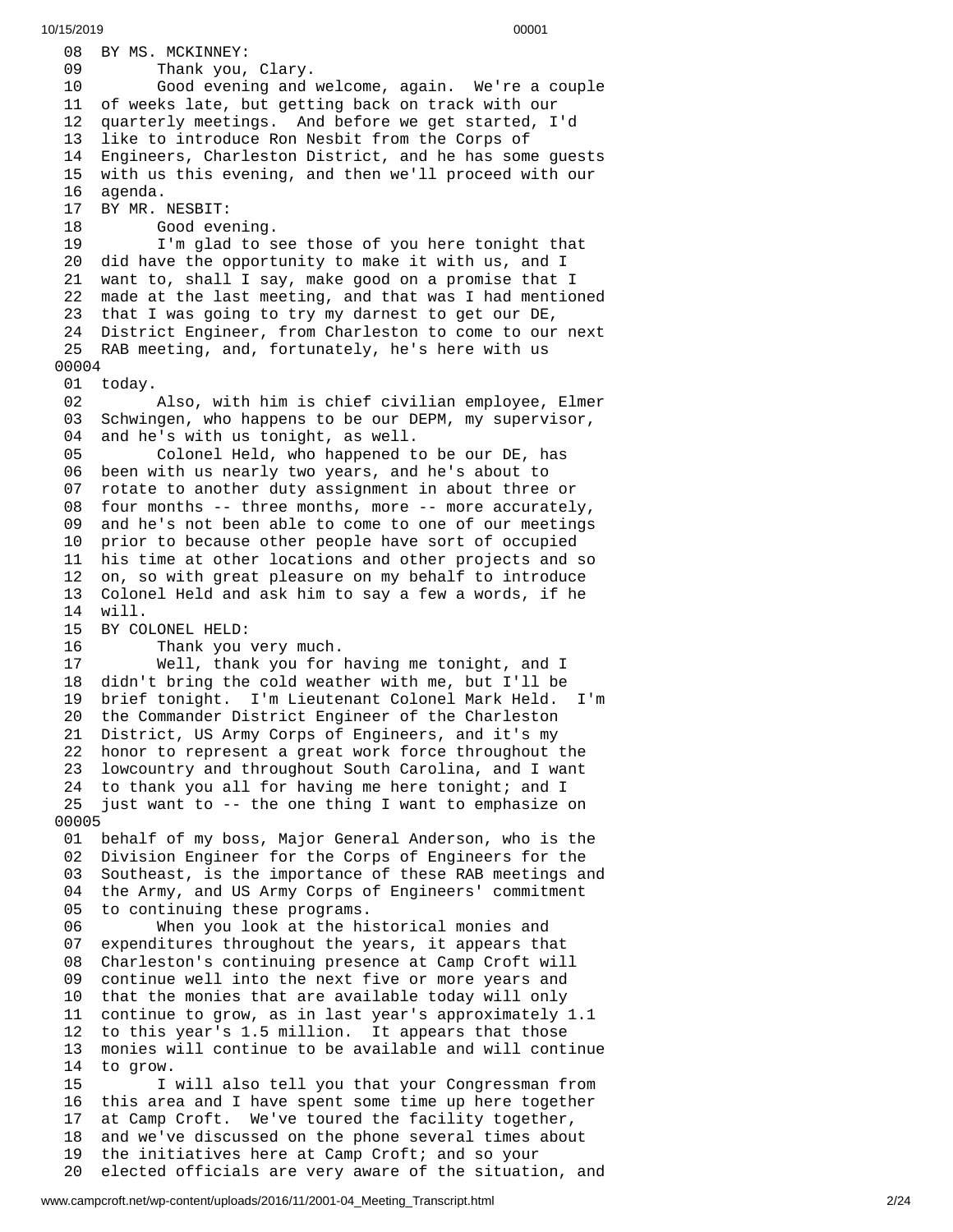08 BY MS. MCKINNEY:
09 Thank you, Clary.
10 Good evening and welcome, again. We're a couple
11 of weeks late, but getting back on track with our
12 quarterly meetings. And before we get started, I'd
13 like to introduce Ron Nesbit from the Corps of
14 Engineers, Charleston District, and he has some guests
15 with us this evening, and then we'll proceed with our
16 agenda.
17 BY MR. NESBIT:
18 Good evening.
19 I'm glad to see those of you here tonight that
20 did have the opportunity to make it with us, and I
21 want to, shall I say, make good on a promise that I
22 made at the last meeting, and that was I had mentioned
23 that I was going to try my darnest to get our DE,
24 District Engineer, from Charleston to come to our next
25 RAB meeting, and, fortunately, he's here with us
00004
01 today.
02 Also, with him is chief civilian employee, Elmer
03 Schwingen, who happens to be our DEPM, my supervisor,
04 and he's with us tonight, as well.
05 Colonel Held, who happened to be our DE, has
06 been with us nearly two years, and he's about to
07 rotate to another duty assignment in about three or
08 four months -- three months, more -- more accurately,
09 and he's not been able to come to one of our meetings
10 prior to because other people have sort of occupied
11 his time at other locations and other projects and so
12 on, so with great pleasure on my behalf to introduce
13 Colonel Held and ask him to say a few a words, if he
14 will.
15 BY COLONEL HELD:
16 Thank you very much.
17 Well, thank you for having me tonight, and I
18 didn't bring the cold weather with me, but I'll be
19 brief tonight. I'm Lieutenant Colonel Mark Held. I'm
20 the Commander District Engineer of the Charleston
21 District, US Army Corps of Engineers, and it's my
22 honor to represent a great work force throughout the
23 lowcountry and throughout South Carolina, and I want
24 to thank you all for having me here tonight; and I
25 just want to -- the one thing I want to emphasize on
00005
01 behalf of my boss, Major General Anderson, who is the
02 Division Engineer for the Corps of Engineers for the
03 Southeast, is the importance of these RAB meetings and
04 the Army, and US Army Corps of Engineers' commitment
05 to continuing these programs.
06 When you look at the historical monies and
07 expenditures throughout the years, it appears that
08 Charleston's continuing presence at Camp Croft will
09 continue well into the next five or more years and
10 that the monies that are available today will only
11 continue to grow, as in last year's approximately 1.1
12 to this year's 1.5 million. It appears that those
13 monies will continue to be available and will continue
14 to grow.
15 I will also tell you that your Congressman from
16 this area and I have spent some time up here together
17 at Camp Croft. We've toured the facility together,
18 and we've discussed on the phone several times about
19 the initiatives here at Camp Croft; and so your
20 elected officials are very aware of the situation, and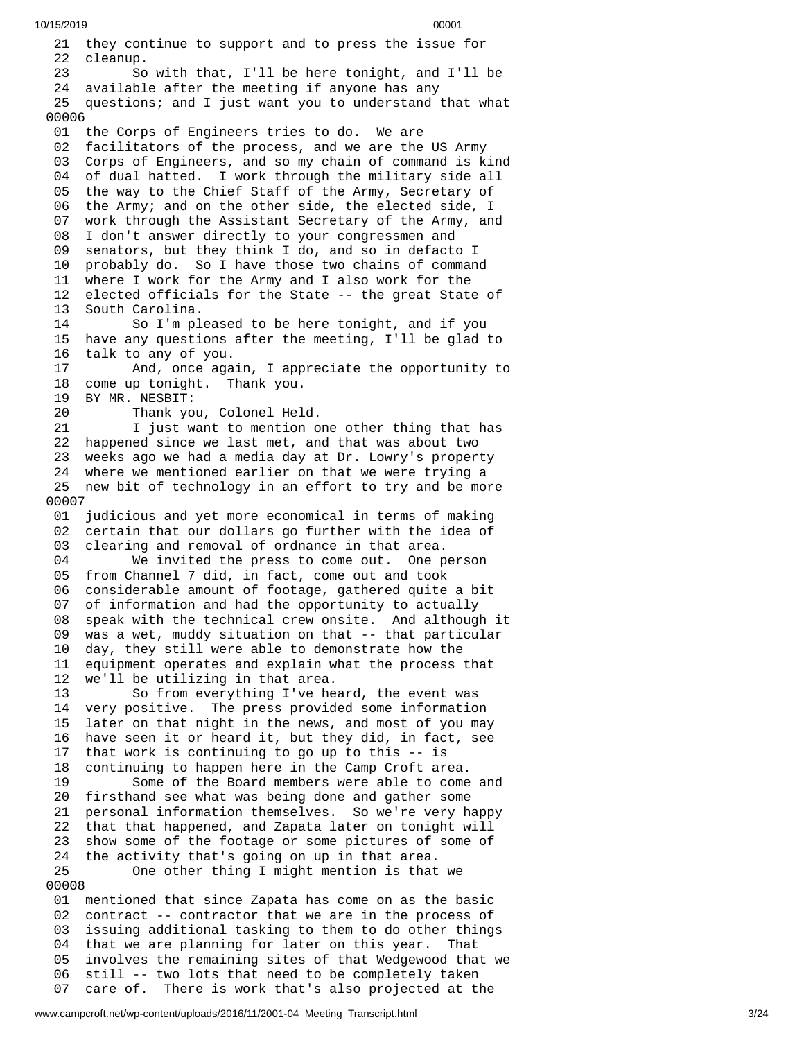21 they continue to support and to press the issue for
22 cleanup.
23 So with that, I'll be here tonight, and I'll be
24 available after the meeting if anyone has any
25 questions; and I just want you to understand that what
00006
01 the Corps of Engineers tries to do. We are
02 facilitators of the process, and we are the US Army
03 Corps of Engineers, and so my chain of command is kind
04 of dual hatted. I work through the military side all
05 the way to the Chief Staff of the Army, Secretary of
06 the Army; and on the other side, the elected side, I
07 work through the Assistant Secretary of the Army, and
08 I don't answer directly to your congressmen and
09 senators, but they think I do, and so in defacto I
10 probably do. So I have those two chains of command
11 where I work for the Army and I also work for the
12 elected officials for the State -- the great State of
13 South Carolina.
14 So I'm pleased to be here tonight, and if you
15 have any questions after the meeting, I'll be glad to
16 talk to any of you.
17 And, once again, I appreciate the opportunity to
18 come up tonight. Thank you.
19 BY MR. NESBIT:
20 Thank you, Colonel Held.
21 I just want to mention one other thing that has
22 happened since we last met, and that was about two
23 weeks ago we had a media day at Dr. Lowry's property
24 where we mentioned earlier on that we were trying a
25 new bit of technology in an effort to try and be more
00007
01 judicious and yet more economical in terms of making
02 certain that our dollars go further with the idea of
03 clearing and removal of ordnance in that area.
04 We invited the press to come out. One person
05 from Channel 7 did, in fact, come out and took
06 considerable amount of footage, gathered quite a bit
07 of information and had the opportunity to actually
08 speak with the technical crew onsite. And although it
09 was a wet, muddy situation on that -- that particular
10 day, they still were able to demonstrate how the
11 equipment operates and explain what the process that
12 we'll be utilizing in that area.
13 So from everything I've heard, the event was
14 very positive. The press provided some information
15 later on that night in the news, and most of you may
16 have seen it or heard it, but they did, in fact, see
17 that work is continuing to go up to this -- is
18 continuing to happen here in the Camp Croft area.
19 Some of the Board members were able to come and
20 firsthand see what was being done and gather some
21 personal information themselves. So we're very happy
22 that that happened, and Zapata later on tonight will
23 show some of the footage or some pictures of some of
24 the activity that's going on up in that area.
25 One other thing I might mention is that we
00008
01 mentioned that since Zapata has come on as the basic
02 contract -- contractor that we are in the process of
03 issuing additional tasking to them to do other things
04 that we are planning for later on this year. That
05 involves the remaining sites of that Wedgewood that we
06 still -- two lots that need to be completely taken
07 care of. There is work that's also projected at the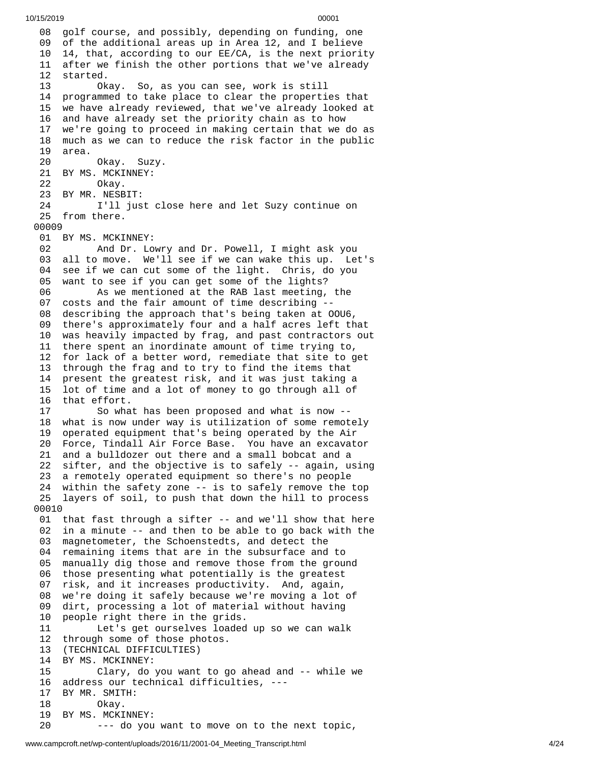08 golf course, and possibly, depending on funding, one
09 of the additional areas up in Area 12, and I believe
10 14, that, according to our EE/CA, is the next priority
11 after we finish the other portions that we've already
12 started.
13 Okay. So, as you can see, work is still
14 programmed to take place to clear the properties that
15 we have already reviewed, that we've already looked at
16 and have already set the priority chain as to how
17 we're going to proceed in making certain that we do as
18 much as we can to reduce the risk factor in the public
19 area.
20 Okay. Suzy.
21 BY MS. MCKINNEY:
22 Okay.
23 BY MR. NESBIT:
24 I'll just close here and let Suzy continue on
25 from there.
00009
01 BY MS. MCKINNEY:
02 And Dr. Lowry and Dr. Powell, I might ask you
03 all to move. We'll see if we can wake this up. Let's
04 see if we can cut some of the light. Chris, do you
05 want to see if you can get some of the lights?
06 As we mentioned at the RAB last meeting, the
07 costs and the fair amount of time describing --
08 describing the approach that's being taken at OOU6,
09 there's approximately four and a half acres left that
10 was heavily impacted by frag, and past contractors out
11 there spent an inordinate amount of time trying to,
12 for lack of a better word, remediate that site to get
13 through the frag and to try to find the items that
14 present the greatest risk, and it was just taking a
15 lot of time and a lot of money to go through all of
16 that effort.
17 So what has been proposed and what is now --
18 what is now under way is utilization of some remotely
19 operated equipment that's being operated by the Air
20 Force, Tindall Air Force Base. You have an excavator
21 and a bulldozer out there and a small bobcat and a
22 sifter, and the objective is to safely -- again, using
23 a remotely operated equipment so there's no people
24 within the safety zone -- is to safely remove the top
25 layers of soil, to push that down the hill to process
00010
01 that fast through a sifter -- and we'll show that here
02 in a minute -- and then to be able to go back with the
03 magnetometer, the Schoenstedts, and detect the
04 remaining items that are in the subsurface and to
05 manually dig those and remove those from the ground
06 those presenting what potentially is the greatest
07 risk, and it increases productivity. And, again,
08 we're doing it safely because we're moving a lot of
09 dirt, processing a lot of material without having
10 people right there in the grids.
11 Let's get ourselves loaded up so we can walk
12 through some of those photos.
13 (TECHNICAL DIFFICULTIES)
14 BY MS. MCKINNEY:
15 Clary, do you want to go ahead and -- while we
16 address our technical difficulties, ---
17 BY MR. SMITH:
18 Okay.
19 BY MS. MCKINNEY:
20 --- do you want to move on to the next topic,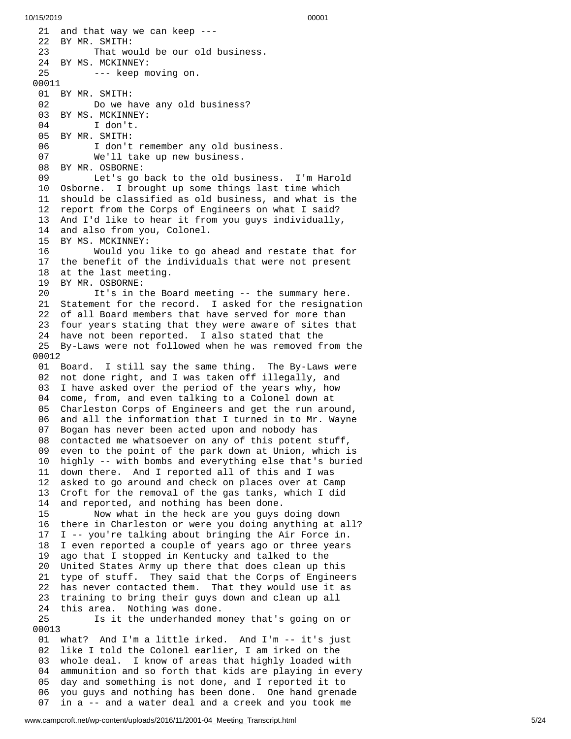```
 21  and that way we can keep ---
 22  BY MR. SMITH:
 23        That would be our old business.
 24  BY MS. MCKINNEY:
 25        --- keep moving on.
00011
 01  BY MR. SMITH:
 02        Do we have any old business?
 03  BY MS. MCKINNEY:
 04        I don't.
 05  BY MR. SMITH:
 06        I don't remember any old business.
 07        We'll take up new business.
 08  BY MR. OSBORNE:
 09        Let's go back to the old business.  I'm Harold
 10  Osborne.  I brought up some things last time which
 11  should be classified as old business, and what is the
 12  report from the Corps of Engineers on what I said?
 13  And I'd like to hear it from you guys individually,
 14  and also from you, Colonel.
 15  BY MS. MCKINNEY:
 16        Would you like to go ahead and restate that for
 17  the benefit of the individuals that were not present
 18  at the last meeting.
 19  BY MR. OSBORNE:
 20        It's in the Board meeting -- the summary here.
 21  Statement for the record.  I asked for the resignation
 22  of all Board members that have served for more than
 23  four years stating that they were aware of sites that
 24  have not been reported.  I also stated that the
 25  By-Laws were not followed when he was removed from the
00012
 01  Board.  I still say the same thing.  The By-Laws were
 02  not done right, and I was taken off illegally, and
 03  I have asked over the period of the years why, how
 04  come, from, and even talking to a Colonel down at
 05  Charleston Corps of Engineers and get the run around,
 06  and all the information that I turned in to Mr. Wayne
 07  Bogan has never been acted upon and nobody has
 08  contacted me whatsoever on any of this potent stuff,
 09  even to the point of the park down at Union, which is
 10  highly -- with bombs and everything else that's buried
 11  down there.  And I reported all of this and I was
 12  asked to go around and check on places over at Camp
 13  Croft for the removal of the gas tanks, which I did
 14  and reported, and nothing has been done.
 15        Now what in the heck are you guys doing down
 16  there in Charleston or were you doing anything at all?
 17  I -- you're talking about bringing the Air Force in.
 18  I even reported a couple of years ago or three years
 19  ago that I stopped in Kentucky and talked to the
 20  United States Army up there that does clean up this
 21  type of stuff.  They said that the Corps of Engineers
 22  has never contacted them.  That they would use it as
 23  training to bring their guys down and clean up all
 24  this area.  Nothing was done.
 25        Is it the underhanded money that's going on or
00013
 01  what?  And I'm a little irked.  And I'm -- it's just
 02  like I told the Colonel earlier, I am irked on the
 03  whole deal.  I know of areas that highly loaded with
 04  ammunition and so forth that kids are playing in every
 05  day and something is not done, and I reported it to
 06  you guys and nothing has been done.  One hand grenade
 07  in a -- and a water deal and a creek and you took me
```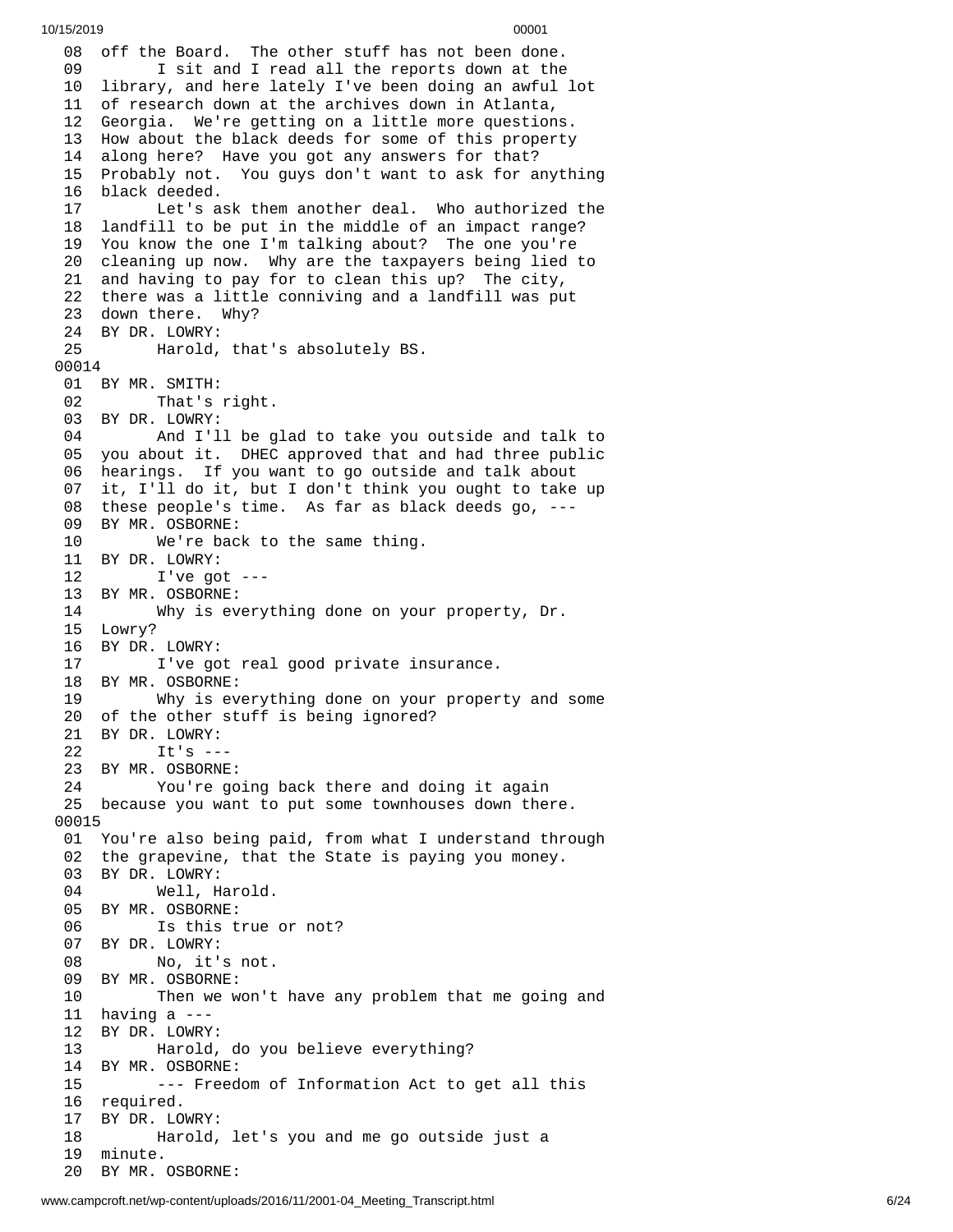08 off the Board. The other stuff has not been done.
09 I sit and I read all the reports down at the
10 library, and here lately I've been doing an awful lot
11 of research down at the archives down in Atlanta,
12 Georgia. We're getting on a little more questions.
13 How about the black deeds for some of this property
14 along here? Have you got any answers for that?
15 Probably not. You guys don't want to ask for anything
16 black deeded.
17 Let's ask them another deal. Who authorized the
18 landfill to be put in the middle of an impact range?
19 You know the one I'm talking about? The one you're
20 cleaning up now. Why are the taxpayers being lied to
21 and having to pay for to clean this up? The city,
22 there was a little conniving and a landfill was put
23 down there. Why?
24 BY DR. LOWRY:
25 Harold, that's absolutely BS.

00014

01 BY MR. SMITH:
02 That's right.
03 BY DR. LOWRY:
04 And I'll be glad to take you outside and talk to
05 you about it. DHEC approved that and had three public
06 hearings. If you want to go outside and talk about
07 it, I'll do it, but I don't think you ought to take up
08 these people's time. As far as black deeds go, ---
09 BY MR. OSBORNE:
10 We're back to the same thing.
11 BY DR. LOWRY:
12 I've got ---
13 BY MR. OSBORNE:
14 Why is everything done on your property, Dr.
15 Lowry?
16 BY DR. LOWRY:
17 I've got real good private insurance.
18 BY MR. OSBORNE:
19 Why is everything done on your property and some
20 of the other stuff is being ignored?
21 BY DR. LOWRY:
22 It's ---
23 BY MR. OSBORNE:
24 You're going back there and doing it again
25 because you want to put some townhouses down there.

00015

01 You're also being paid, from what I understand through
02 the grapevine, that the State is paying you money.
03 BY DR. LOWRY:
04 Well, Harold.
05 BY MR. OSBORNE:
06 Is this true or not?
07 BY DR. LOWRY:
08 No, it's not.
09 BY MR. OSBORNE:
10 Then we won't have any problem that me going and
11 having a ---
12 BY DR. LOWRY:
13 Harold, do you believe everything?
14 BY MR. OSBORNE:
15 --- Freedom of Information Act to get all this
16 required.
17 BY DR. LOWRY:
18 Harold, let's you and me go outside just a
19 minute.
20 BY MR. OSBORNE: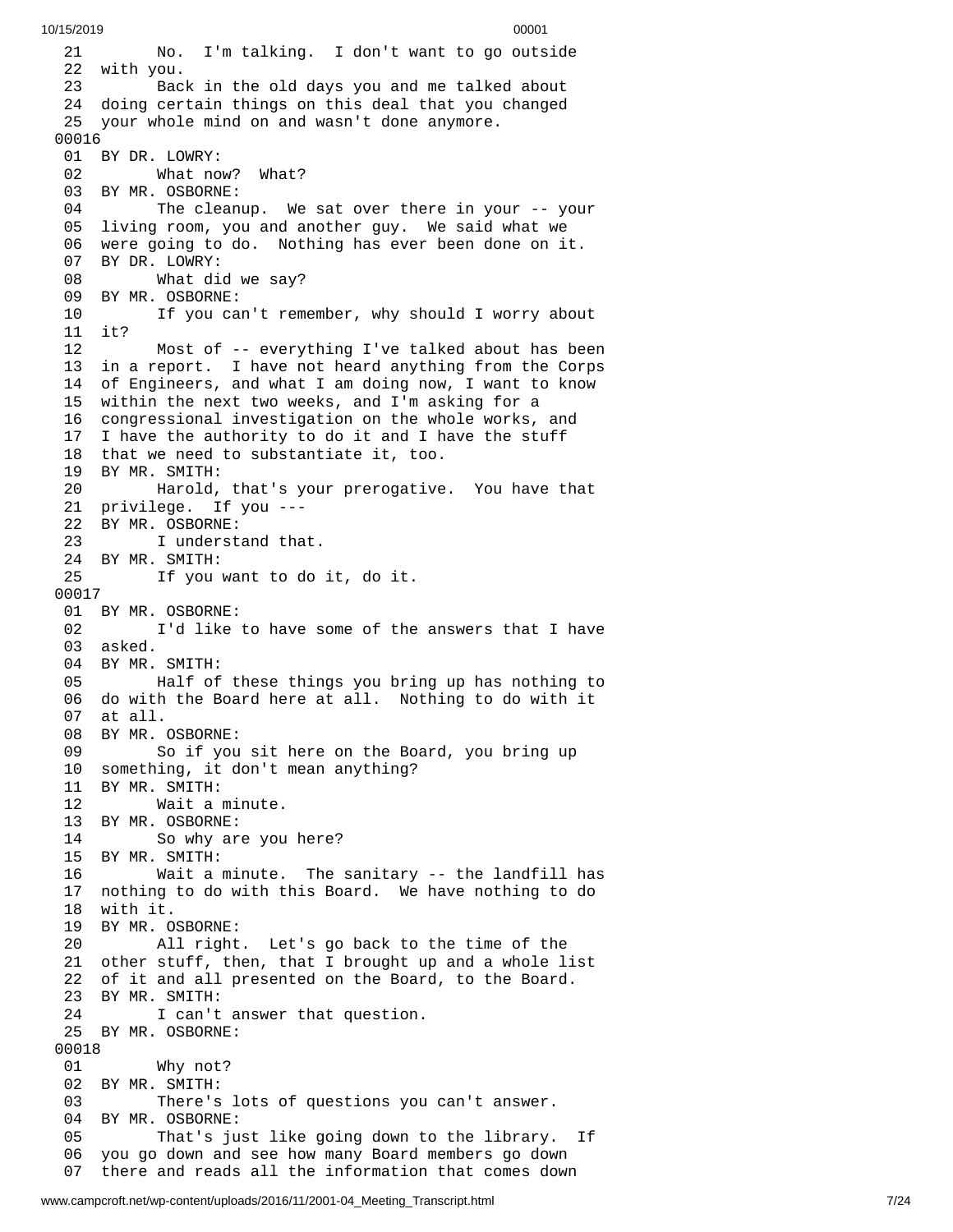21 No. I'm talking. I don't want to go outside
22 with you.
23 Back in the old days you and me talked about
24 doing certain things on this deal that you changed
25 your whole mind on and wasn't done anymore.
00016
01 BY DR. LOWRY:
02 What now? What?
03 BY MR. OSBORNE:
04 The cleanup. We sat over there in your -- your
05 living room, you and another guy. We said what we
06 were going to do. Nothing has ever been done on it.
07 BY DR. LOWRY:
08 What did we say?
09 BY MR. OSBORNE:
10 If you can't remember, why should I worry about
11 it?
12 Most of -- everything I've talked about has been
13 in a report. I have not heard anything from the Corps
14 of Engineers, and what I am doing now, I want to know
15 within the next two weeks, and I'm asking for a
16 congressional investigation on the whole works, and
17 I have the authority to do it and I have the stuff
18 that we need to substantiate it, too.
19 BY MR. SMITH:
20 Harold, that's your prerogative. You have that
21 privilege. If you ---
22 BY MR. OSBORNE:
23 I understand that.
24 BY MR. SMITH:
25 If you want to do it, do it.
00017
01 BY MR. OSBORNE:
02 I'd like to have some of the answers that I have
03 asked.
04 BY MR. SMITH:
05 Half of these things you bring up has nothing to
06 do with the Board here at all. Nothing to do with it
07 at all.
08 BY MR. OSBORNE:
09 So if you sit here on the Board, you bring up
10 something, it don't mean anything?
11 BY MR. SMITH:
12 Wait a minute.
13 BY MR. OSBORNE:
14 So why are you here?
15 BY MR. SMITH:
16 Wait a minute. The sanitary -- the landfill has
17 nothing to do with this Board. We have nothing to do
18 with it.
19 BY MR. OSBORNE:
20 All right. Let's go back to the time of the
21 other stuff, then, that I brought up and a whole list
22 of it and all presented on the Board, to the Board.
23 BY MR. SMITH:
24 I can't answer that question.
25 BY MR. OSBORNE:
00018
01 Why not?
02 BY MR. SMITH:
03 There's lots of questions you can't answer.
04 BY MR. OSBORNE:
05 That's just like going down to the library. If
06 you go down and see how many Board members go down
07 there and reads all the information that comes down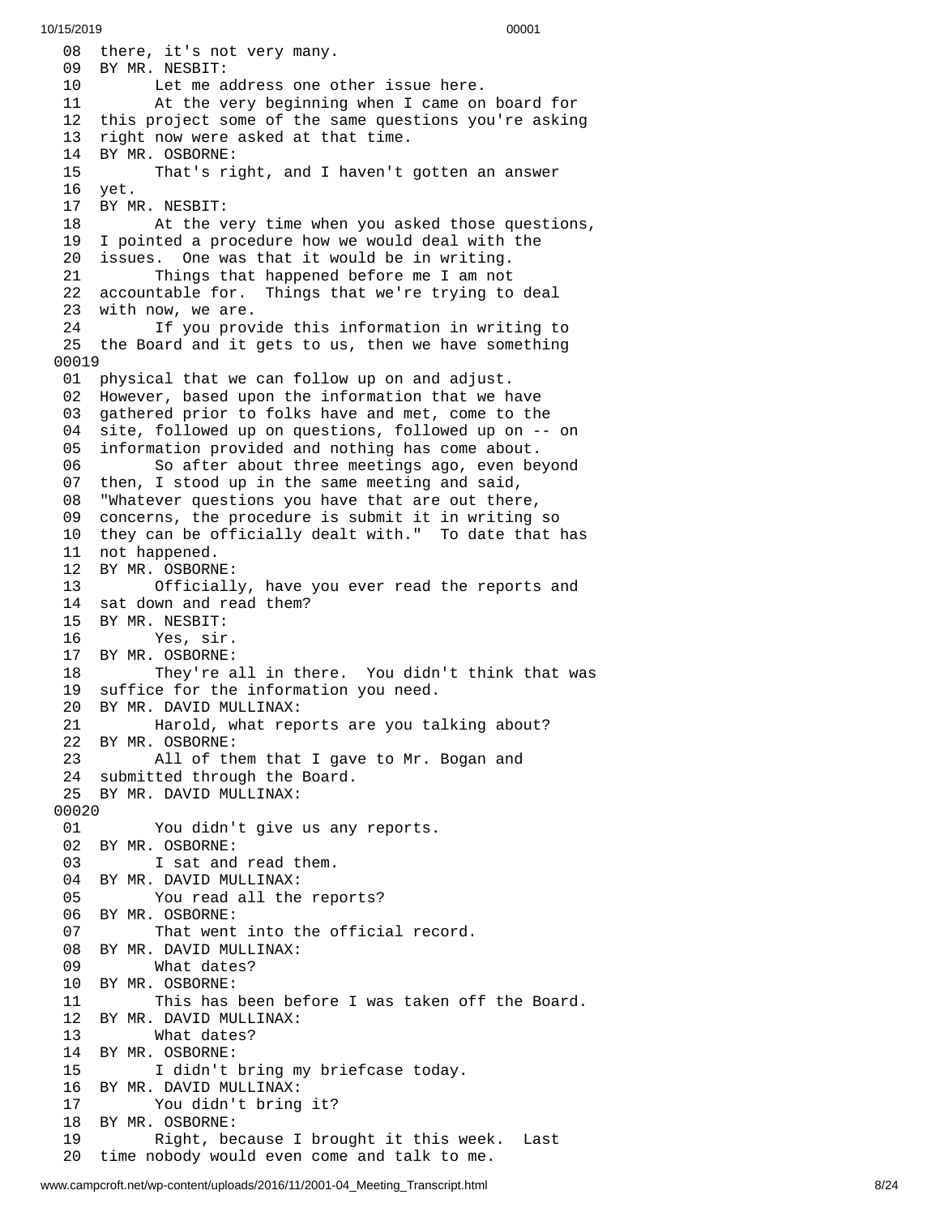```
08  there, it's not very many.
09  BY MR. NESBIT:
10        Let me address one other issue here.
11        At the very beginning when I came on board for
12  this project some of the same questions you're asking
13  right now were asked at that time.
14  BY MR. OSBORNE:
15        That's right, and I haven't gotten an answer
16  yet.
17  BY MR. NESBIT:
18        At the very time when you asked those questions,
19  I pointed a procedure how we would deal with the
20  issues.  One was that it would be in writing.
21        Things that happened before me I am not
22  accountable for.  Things that we're trying to deal
23  with now, we are.
24        If you provide this information in writing to
25  the Board and it gets to us, then we have something
00019
01  physical that we can follow up on and adjust.
02  However, based upon the information that we have
03  gathered prior to folks have and met, come to the
04  site, followed up on questions, followed up on -- on
05  information provided and nothing has come about.
06        So after about three meetings ago, even beyond
07  then, I stood up in the same meeting and said,
08  "Whatever questions you have that are out there,
09  concerns, the procedure is submit it in writing so
10  they can be officially dealt with."  To date that has
11  not happened.
12  BY MR. OSBORNE:
13        Officially, have you ever read the reports and
14  sat down and read them?
15  BY MR. NESBIT:
16        Yes, sir.
17  BY MR. OSBORNE:
18        They're all in there.  You didn't think that was
19  suffice for the information you need.
20  BY MR. DAVID MULLINAX:
21        Harold, what reports are you talking about?
22  BY MR. OSBORNE:
23        All of them that I gave to Mr. Bogan and
24  submitted through the Board.
25  BY MR. DAVID MULLINAX:
00020
01        You didn't give us any reports.
02  BY MR. OSBORNE:
03        I sat and read them.
04  BY MR. DAVID MULLINAX:
05        You read all the reports?
06  BY MR. OSBORNE:
07        That went into the official record.
08  BY MR. DAVID MULLINAX:
09        What dates?
10  BY MR. OSBORNE:
11        This has been before I was taken off the Board.
12  BY MR. DAVID MULLINAX:
13        What dates?
14  BY MR. OSBORNE:
15        I didn't bring my briefcase today.
16  BY MR. DAVID MULLINAX:
17        You didn't bring it?
18  BY MR. OSBORNE:
19        Right, because I brought it this week.  Last
20  time nobody would even come and talk to me.
```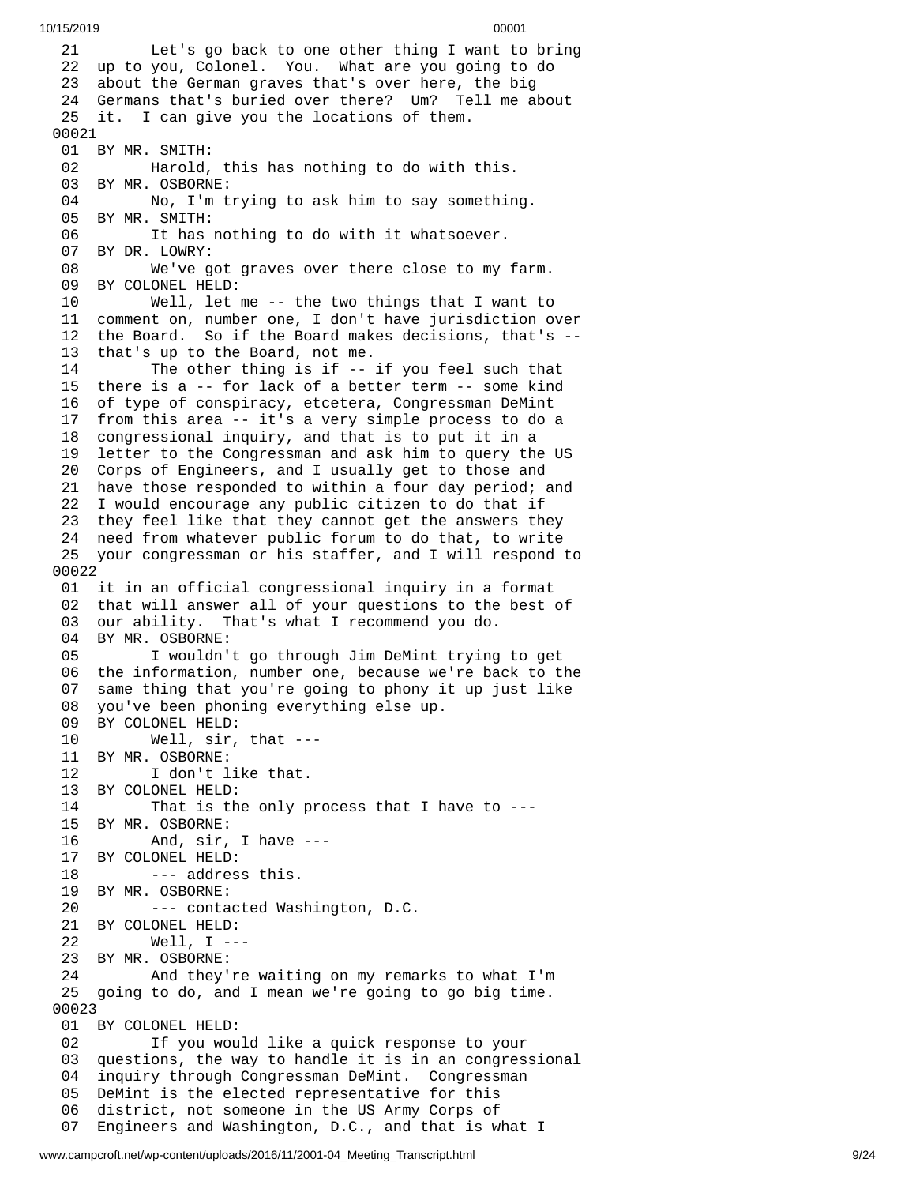```
21        Let's go back to one other thing I want to bring
22  up to you, Colonel.  You.  What are you going to do
23  about the German graves that's over here, the big
24  Germans that's buried over there?  Um?  Tell me about
25  it.  I can give you the locations of them.
00021
01  BY MR. SMITH:
02        Harold, this has nothing to do with this.
03  BY MR. OSBORNE:
04        No, I'm trying to ask him to say something.
05  BY MR. SMITH:
06        It has nothing to do with it whatsoever.
07  BY DR. LOWRY:
08        We've got graves over there close to my farm.
09  BY COLONEL HELD:
10        Well, let me -- the two things that I want to
11  comment on, number one, I don't have jurisdiction over
12  the Board.  So if the Board makes decisions, that's --
13  that's up to the Board, not me.
14        The other thing is if -- if you feel such that
15  there is a -- for lack of a better term -- some kind
16  of type of conspiracy, etcetera, Congressman DeMint
17  from this area -- it's a very simple process to do a
18  congressional inquiry, and that is to put it in a
19  letter to the Congressman and ask him to query the US
20  Corps of Engineers, and I usually get to those and
21  have those responded to within a four day period; and
22  I would encourage any public citizen to do that if
23  they feel like that they cannot get the answers they
24  need from whatever public forum to do that, to write
25  your congressman or his staffer, and I will respond to
00022
01  it in an official congressional inquiry in a format
02  that will answer all of your questions to the best of
03  our ability.  That's what I recommend you do.
04  BY MR. OSBORNE:
05        I wouldn't go through Jim DeMint trying to get
06  the information, number one, because we're back to the
07  same thing that you're going to phony it up just like
08  you've been phoning everything else up.
09  BY COLONEL HELD:
10        Well, sir, that ---
11  BY MR. OSBORNE:
12        I don't like that.
13  BY COLONEL HELD:
14        That is the only process that I have to ---
15  BY MR. OSBORNE:
16        And, sir, I have ---
17  BY COLONEL HELD:
18        --- address this.
19  BY MR. OSBORNE:
20        --- contacted Washington, D.C.
21  BY COLONEL HELD:
22        Well, I ---
23  BY MR. OSBORNE:
24        And they're waiting on my remarks to what I'm
25  going to do, and I mean we're going to go big time.
00023
01  BY COLONEL HELD:
02        If you would like a quick response to your
03  questions, the way to handle it is in an congressional
04  inquiry through Congressman DeMint.  Congressman
05  DeMint is the elected representative for this
06  district, not someone in the US Army Corps of
07  Engineers and Washington, D.C., and that is what I
```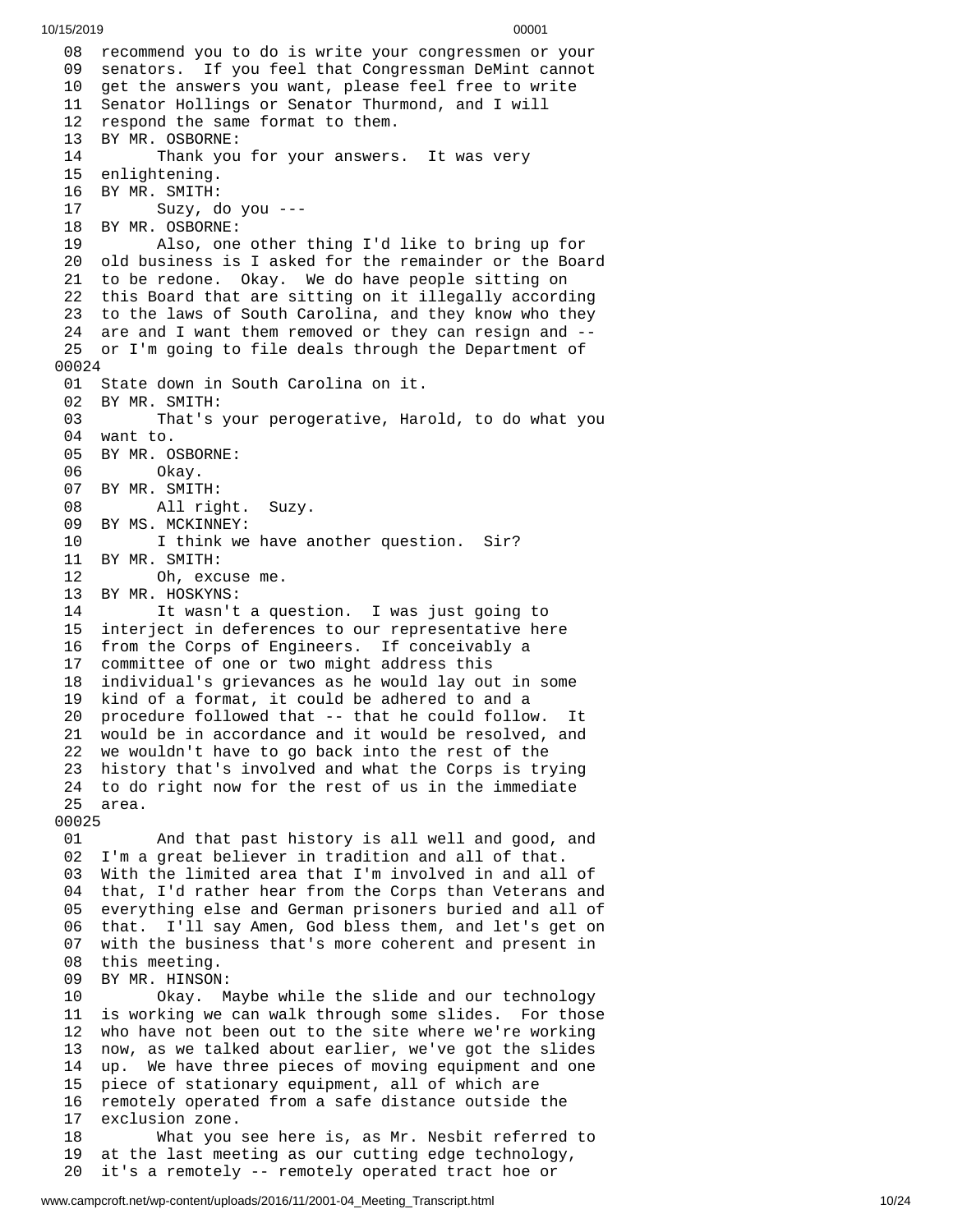```
 08  recommend you to do is write your congressmen or your
 09  senators.  If you feel that Congressman DeMint cannot
 10  get the answers you want, please feel free to write
 11  Senator Hollings or Senator Thurmond, and I will
 12  respond the same format to them.
 13  BY MR. OSBORNE:
 14        Thank you for your answers.  It was very
 15  enlightening.
 16  BY MR. SMITH:
 17        Suzy, do you ---
 18  BY MR. OSBORNE:
 19        Also, one other thing I'd like to bring up for
 20  old business is I asked for the remainder or the Board
 21  to be redone.  Okay.  We do have people sitting on
 22  this Board that are sitting on it illegally according
 23  to the laws of South Carolina, and they know who they
 24  are and I want them removed or they can resign and --
 25  or I'm going to file deals through the Department of
00024
 01  State down in South Carolina on it.
 02  BY MR. SMITH:
 03        That's your perogerative, Harold, to do what you
 04  want to.
 05  BY MR. OSBORNE:
 06        Okay.
 07  BY MR. SMITH:
 08        All right.  Suzy.
 09  BY MS. MCKINNEY:
 10        I think we have another question.  Sir?
 11  BY MR. SMITH:
 12        Oh, excuse me.
 13  BY MR. HOSKYNS:
 14        It wasn't a question.  I was just going to
 15  interject in deferences to our representative here
 16  from the Corps of Engineers.  If conceivably a
 17  committee of one or two might address this
 18  individual's grievances as he would lay out in some
 19  kind of a format, it could be adhered to and a
 20  procedure followed that -- that he could follow.  It
 21  would be in accordance and it would be resolved, and
 22  we wouldn't have to go back into the rest of the
 23  history that's involved and what the Corps is trying
 24  to do right now for the rest of us in the immediate
 25  area.
00025
 01        And that past history is all well and good, and
 02  I'm a great believer in tradition and all of that.
 03  With the limited area that I'm involved in and all of
 04  that, I'd rather hear from the Corps than Veterans and
 05  everything else and German prisoners buried and all of
 06  that.  I'll say Amen, God bless them, and let's get on
 07  with the business that's more coherent and present in
 08  this meeting.
 09  BY MR. HINSON:
 10        Okay.  Maybe while the slide and our technology
 11  is working we can walk through some slides.  For those
 12  who have not been out to the site where we're working
 13  now, as we talked about earlier, we've got the slides
 14  up.  We have three pieces of moving equipment and one
 15  piece of stationary equipment, all of which are
 16  remotely operated from a safe distance outside the
 17  exclusion zone.
 18        What you see here is, as Mr. Nesbit referred to
 19  at the last meeting as our cutting edge technology,
 20  it's a remotely -- remotely operated tract hoe or
```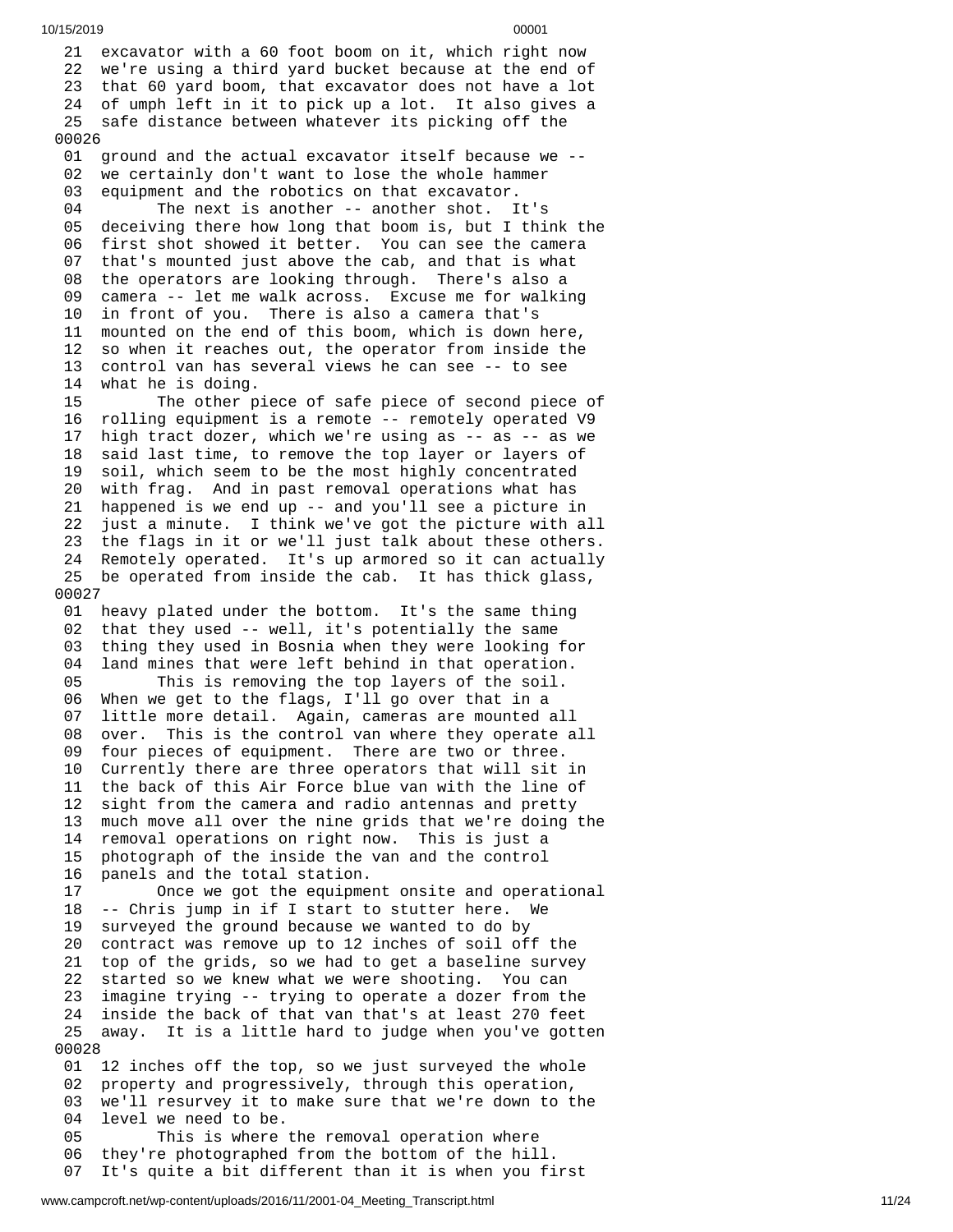```
 21  excavator with a 60 foot boom on it, which right now
 22  we're using a third yard bucket because at the end of
 23  that 60 yard boom, that excavator does not have a lot
 24  of umph left in it to pick up a lot.  It also gives a
 25  safe distance between whatever its picking off the
00026
 01  ground and the actual excavator itself because we --
 02  we certainly don't want to lose the whole hammer
 03  equipment and the robotics on that excavator.
 04        The next is another -- another shot.  It's
 05  deceiving there how long that boom is, but I think the
 06  first shot showed it better.  You can see the camera
 07  that's mounted just above the cab, and that is what
 08  the operators are looking through.  There's also a
 09  camera -- let me walk across.  Excuse me for walking
 10  in front of you.  There is also a camera that's
 11  mounted on the end of this boom, which is down here,
 12  so when it reaches out, the operator from inside the
 13  control van has several views he can see -- to see
 14  what he is doing.
 15        The other piece of safe piece of second piece of
 16  rolling equipment is a remote -- remotely operated V9
 17  high tract dozer, which we're using as -- as -- as we
 18  said last time, to remove the top layer or layers of
 19  soil, which seem to be the most highly concentrated
 20  with frag.  And in past removal operations what has
 21  happened is we end up -- and you'll see a picture in
 22  just a minute.  I think we've got the picture with all
 23  the flags in it or we'll just talk about these others.
 24  Remotely operated.  It's up armored so it can actually
 25  be operated from inside the cab.  It has thick glass,
00027
 01  heavy plated under the bottom.  It's the same thing
 02  that they used -- well, it's potentially the same
 03  thing they used in Bosnia when they were looking for
 04  land mines that were left behind in that operation.
 05        This is removing the top layers of the soil.
 06  When we get to the flags, I'll go over that in a
 07  little more detail.  Again, cameras are mounted all
 08  over.  This is the control van where they operate all
 09  four pieces of equipment.  There are two or three.
 10  Currently there are three operators that will sit in
 11  the back of this Air Force blue van with the line of
 12  sight from the camera and radio antennas and pretty
 13  much move all over the nine grids that we're doing the
 14  removal operations on right now.  This is just a
 15  photograph of the inside the van and the control
 16  panels and the total station.
 17        Once we got the equipment onsite and operational
 18  -- Chris jump in if I start to stutter here.  We
 19  surveyed the ground because we wanted to do by
 20  contract was remove up to 12 inches of soil off the
 21  top of the grids, so we had to get a baseline survey
 22  started so we knew what we were shooting.  You can
 23  imagine trying -- trying to operate a dozer from the
 24  inside the back of that van that's at least 270 feet
 25  away.  It is a little hard to judge when you've gotten
00028
 01  12 inches off the top, so we just surveyed the whole
 02  property and progressively, through this operation,
 03  we'll resurvey it to make sure that we're down to the
 04  level we need to be.
 05        This is where the removal operation where
 06  they're photographed from the bottom of the hill.
 07  It's quite a bit different than it is when you first
```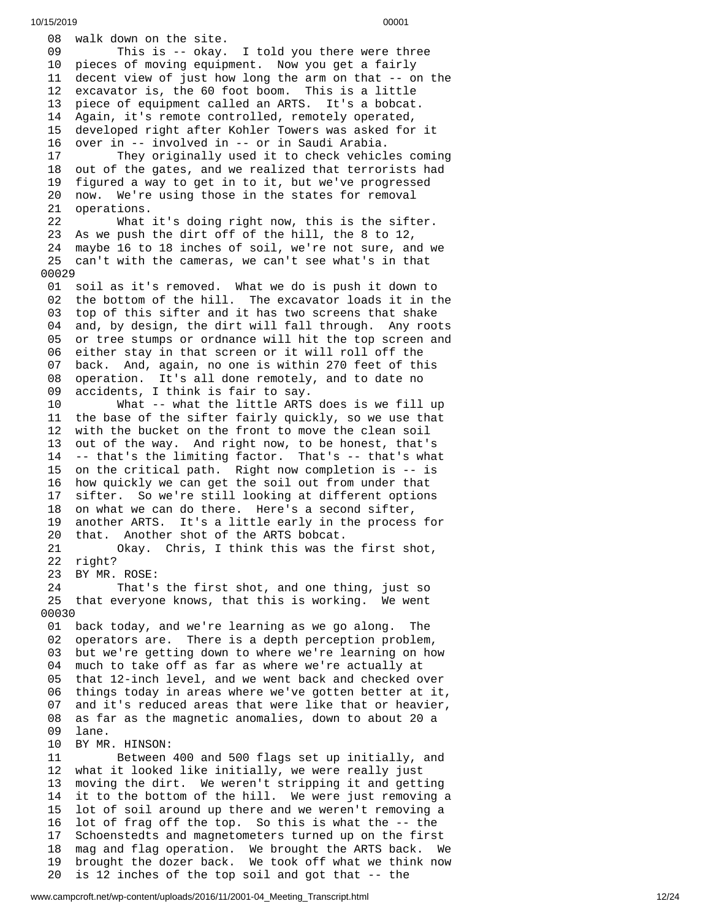```
 08  walk down on the site.
 09        This is -- okay.  I told you there were three
 10  pieces of moving equipment.  Now you get a fairly
 11  decent view of just how long the arm on that -- on the
 12  excavator is, the 60 foot boom.  This is a little
 13  piece of equipment called an ARTS.  It's a bobcat.
 14  Again, it's remote controlled, remotely operated,
 15  developed right after Kohler Towers was asked for it
 16  over in -- involved in -- or in Saudi Arabia.
 17        They originally used it to check vehicles coming
 18  out of the gates, and we realized that terrorists had
 19  figured a way to get in to it, but we've progressed
 20  now.  We're using those in the states for removal
 21  operations.
 22        What it's doing right now, this is the sifter.
 23  As we push the dirt off of the hill, the 8 to 12,
 24  maybe 16 to 18 inches of soil, we're not sure, and we
 25  can't with the cameras, we can't see what's in that
00029
 01  soil as it's removed.  What we do is push it down to
 02  the bottom of the hill.  The excavator loads it in the
 03  top of this sifter and it has two screens that shake
 04  and, by design, the dirt will fall through.  Any roots
 05  or tree stumps or ordnance will hit the top screen and
 06  either stay in that screen or it will roll off the
 07  back.  And, again, no one is within 270 feet of this
 08  operation.  It's all done remotely, and to date no
 09  accidents, I think is fair to say.
 10        What -- what the little ARTS does is we fill up
 11  the base of the sifter fairly quickly, so we use that
 12  with the bucket on the front to move the clean soil
 13  out of the way.  And right now, to be honest, that's
 14  -- that's the limiting factor.  That's -- that's what
 15  on the critical path.  Right now completion is -- is
 16  how quickly we can get the soil out from under that
 17  sifter.  So we're still looking at different options
 18  on what we can do there.  Here's a second sifter,
 19  another ARTS.  It's a little early in the process for
 20  that.  Another shot of the ARTS bobcat.
 21        Okay.  Chris, I think this was the first shot,
 22  right?
 23  BY MR. ROSE:
 24        That's the first shot, and one thing, just so
 25  that everyone knows, that this is working.  We went
00030
 01  back today, and we're learning as we go along.  The
 02  operators are.  There is a depth perception problem,
 03  but we're getting down to where we're learning on how
 04  much to take off as far as where we're actually at
 05  that 12-inch level, and we went back and checked over
 06  things today in areas where we've gotten better at it,
 07  and it's reduced areas that were like that or heavier,
 08  as far as the magnetic anomalies, down to about 20 a
 09  lane.
 10  BY MR. HINSON:
 11        Between 400 and 500 flags set up initially, and
 12  what it looked like initially, we were really just
 13  moving the dirt.  We weren't stripping it and getting
 14  it to the bottom of the hill.  We were just removing a
 15  lot of soil around up there and we weren't removing a
 16  lot of frag off the top.  So this is what the -- the
 17  Schoenstedts and magnetometers turned up on the first
 18  mag and flag operation.  We brought the ARTS back.  We
 19  brought the dozer back.  We took off what we think now
 20  is 12 inches of the top soil and got that -- the
```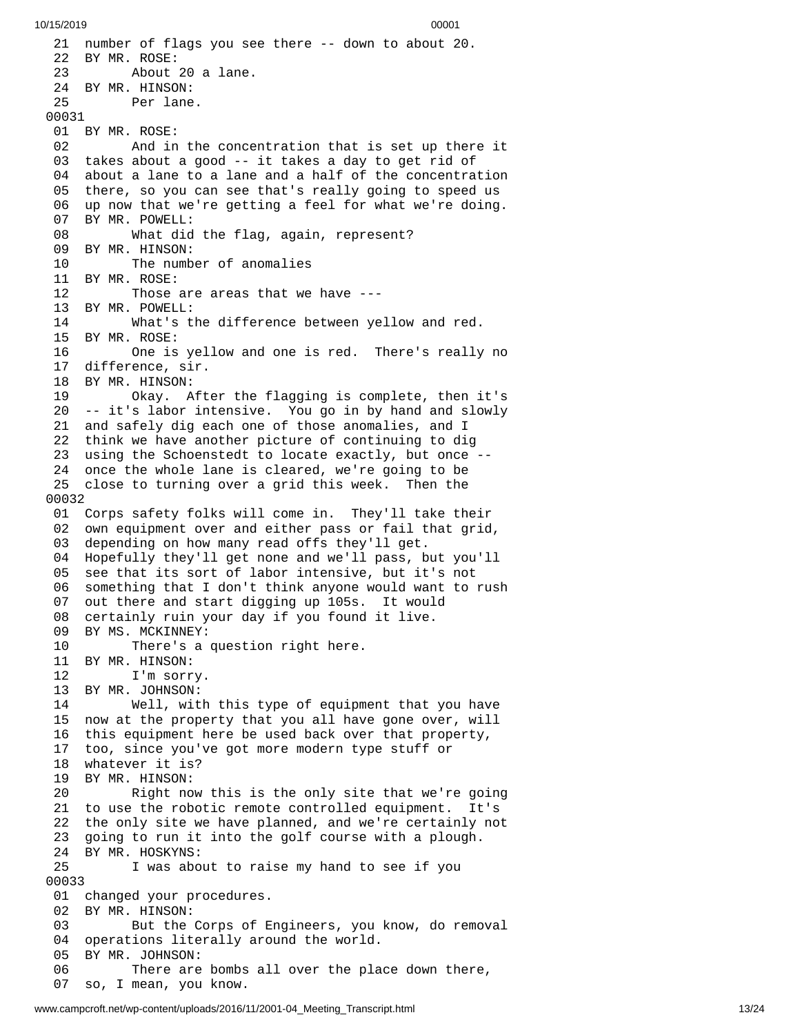21 number of flags you see there -- down to about 20.
22 BY MR. ROSE:
23 About 20 a lane.
24 BY MR. HINSON:
25 Per lane.

00031

01 BY MR. ROSE:
02 And in the concentration that is set up there it
03 takes about a good -- it takes a day to get rid of
04 about a lane to a lane and a half of the concentration
05 there, so you can see that's really going to speed us
06 up now that we're getting a feel for what we're doing.
07 BY MR. POWELL:
08 What did the flag, again, represent?
09 BY MR. HINSON:
10 The number of anomalies
11 BY MR. ROSE:
12 Those are areas that we have ---
13 BY MR. POWELL:
14 What's the difference between yellow and red.
15 BY MR. ROSE:
16 One is yellow and one is red. There's really no
17 difference, sir.
18 BY MR. HINSON:
19 Okay. After the flagging is complete, then it's
20 -- it's labor intensive. You go in by hand and slowly
21 and safely dig each one of those anomalies, and I
22 think we have another picture of continuing to dig
23 using the Schoenstedt to locate exactly, but once --
24 once the whole lane is cleared, we're going to be
25 close to turning over a grid this week. Then the

00032

01 Corps safety folks will come in. They'll take their
02 own equipment over and either pass or fail that grid,
03 depending on how many read offs they'll get.
04 Hopefully they'll get none and we'll pass, but you'll
05 see that its sort of labor intensive, but it's not
06 something that I don't think anyone would want to rush
07 out there and start digging up 105s. It would
08 certainly ruin your day if you found it live.
09 BY MS. MCKINNEY:
10 There's a question right here.
11 BY MR. HINSON:
12 I'm sorry.
13 BY MR. JOHNSON:
14 Well, with this type of equipment that you have
15 now at the property that you all have gone over, will
16 this equipment here be used back over that property,
17 too, since you've got more modern type stuff or
18 whatever it is?
19 BY MR. HINSON:
20 Right now this is the only site that we're going
21 to use the robotic remote controlled equipment. It's
22 the only site we have planned, and we're certainly not
23 going to run it into the golf course with a plough.
24 BY MR. HOSKYNS:
25 I was about to raise my hand to see if you

00033

01 changed your procedures.
02 BY MR. HINSON:
03 But the Corps of Engineers, you know, do removal
04 operations literally around the world.
05 BY MR. JOHNSON:
06 There are bombs all over the place down there,
07 so, I mean, you know.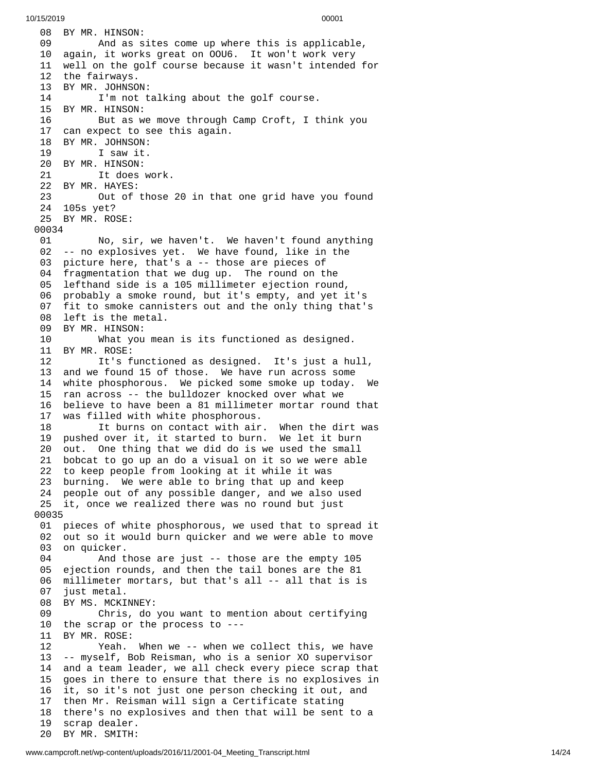```
 08  BY MR. HINSON:
 09        And as sites come up where this is applicable,
 10  again, it works great on OOU6.  It won't work very
 11  well on the golf course because it wasn't intended for
 12  the fairways.
 13  BY MR. JOHNSON:
 14        I'm not talking about the golf course.
 15  BY MR. HINSON:
 16        But as we move through Camp Croft, I think you
 17  can expect to see this again.
 18  BY MR. JOHNSON:
 19        I saw it.
 20  BY MR. HINSON:
 21        It does work.
 22  BY MR. HAYES:
 23        Out of those 20 in that one grid have you found
 24  105s yet?
 25  BY MR. ROSE:
00034
 01        No, sir, we haven't.  We haven't found anything
 02  -- no explosives yet.  We have found, like in the
 03  picture here, that's a -- those are pieces of
 04  fragmentation that we dug up.  The round on the
 05  lefthand side is a 105 millimeter ejection round,
 06  probably a smoke round, but it's empty, and yet it's
 07  fit to smoke cannisters out and the only thing that's
 08  left is the metal.
 09  BY MR. HINSON:
 10        What you mean is its functioned as designed.
 11  BY MR. ROSE:
 12        It's functioned as designed.  It's just a hull,
 13  and we found 15 of those.  We have run across some
 14  white phosphorous.  We picked some smoke up today.  We
 15  ran across -- the bulldozer knocked over what we
 16  believe to have been a 81 millimeter mortar round that
 17  was filled with white phosphorous.
 18        It burns on contact with air.  When the dirt was
 19  pushed over it, it started to burn.  We let it burn
 20  out.  One thing that we did do is we used the small
 21  bobcat to go up an do a visual on it so we were able
 22  to keep people from looking at it while it was
 23  burning.  We were able to bring that up and keep
 24  people out of any possible danger, and we also used
 25  it, once we realized there was no round but just
00035
 01  pieces of white phosphorous, we used that to spread it
 02  out so it would burn quicker and we were able to move
 03  on quicker.
 04        And those are just -- those are the empty 105
 05  ejection rounds, and then the tail bones are the 81
 06  millimeter mortars, but that's all -- all that is is
 07  just metal.
 08  BY MS. MCKINNEY:
 09        Chris, do you want to mention about certifying
 10  the scrap or the process to ---
 11  BY MR. ROSE:
 12        Yeah.  When we -- when we collect this, we have
 13  -- myself, Bob Reisman, who is a senior XO supervisor
 14  and a team leader, we all check every piece scrap that
 15  goes in there to ensure that there is no explosives in
 16  it, so it's not just one person checking it out, and
 17  then Mr. Reisman will sign a Certificate stating
 18  there's no explosives and then that will be sent to a
 19  scrap dealer.
 20  BY MR. SMITH:
```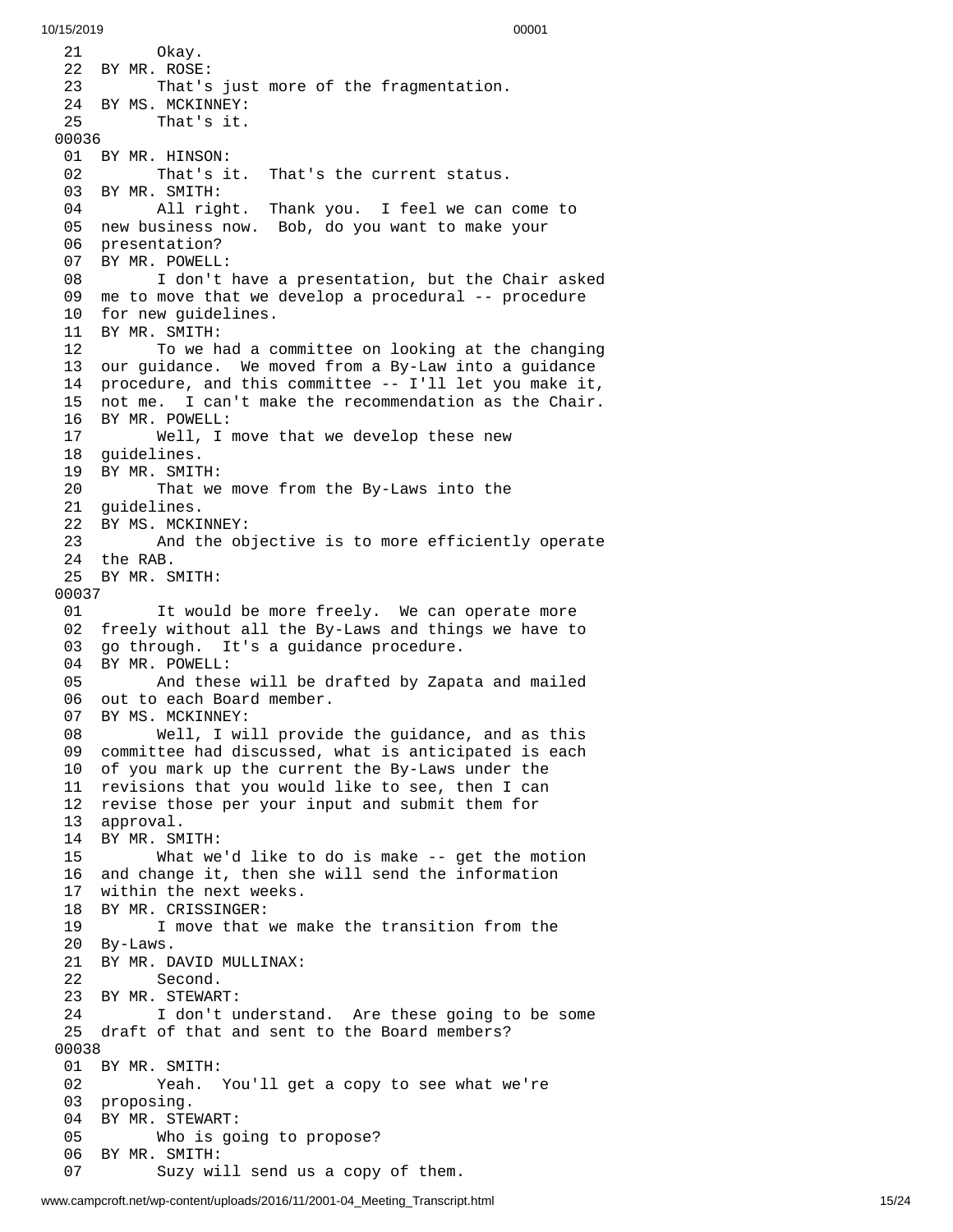```
 21        Okay.
 22  BY MR. ROSE:
 23        That's just more of the fragmentation.
 24  BY MS. MCKINNEY:
 25        That's it.
00036
 01  BY MR. HINSON:
 02        That's it.  That's the current status.
 03  BY MR. SMITH:
 04        All right.  Thank you.  I feel we can come to
 05  new business now.  Bob, do you want to make your
 06  presentation?
 07  BY MR. POWELL:
 08        I don't have a presentation, but the Chair asked
 09  me to move that we develop a procedural -- procedure
 10  for new guidelines.
 11  BY MR. SMITH:
 12        To we had a committee on looking at the changing
 13  our guidance.  We moved from a By-Law into a guidance
 14  procedure, and this committee -- I'll let you make it,
 15  not me.  I can't make the recommendation as the Chair.
 16  BY MR. POWELL:
 17        Well, I move that we develop these new
 18  guidelines.
 19  BY MR. SMITH:
 20        That we move from the By-Laws into the
 21  guidelines.
 22  BY MS. MCKINNEY:
 23        And the objective is to more efficiently operate
 24  the RAB.
 25  BY MR. SMITH:
00037
 01        It would be more freely.  We can operate more
 02  freely without all the By-Laws and things we have to
 03  go through.  It's a guidance procedure.
 04  BY MR. POWELL:
 05        And these will be drafted by Zapata and mailed
 06  out to each Board member.
 07  BY MS. MCKINNEY:
 08        Well, I will provide the guidance, and as this
 09  committee had discussed, what is anticipated is each
 10  of you mark up the current the By-Laws under the
 11  revisions that you would like to see, then I can
 12  revise those per your input and submit them for
 13  approval.
 14  BY MR. SMITH:
 15        What we'd like to do is make -- get the motion
 16  and change it, then she will send the information
 17  within the next weeks.
 18  BY MR. CRISSINGER:
 19        I move that we make the transition from the
 20  By-Laws.
 21  BY MR. DAVID MULLINAX:
 22        Second.
 23  BY MR. STEWART:
 24        I don't understand.  Are these going to be some
 25  draft of that and sent to the Board members?
00038
 01  BY MR. SMITH:
 02        Yeah.  You'll get a copy to see what we're
 03  proposing.
 04  BY MR. STEWART:
 05        Who is going to propose?
 06  BY MR. SMITH:
 07        Suzy will send us a copy of them.
```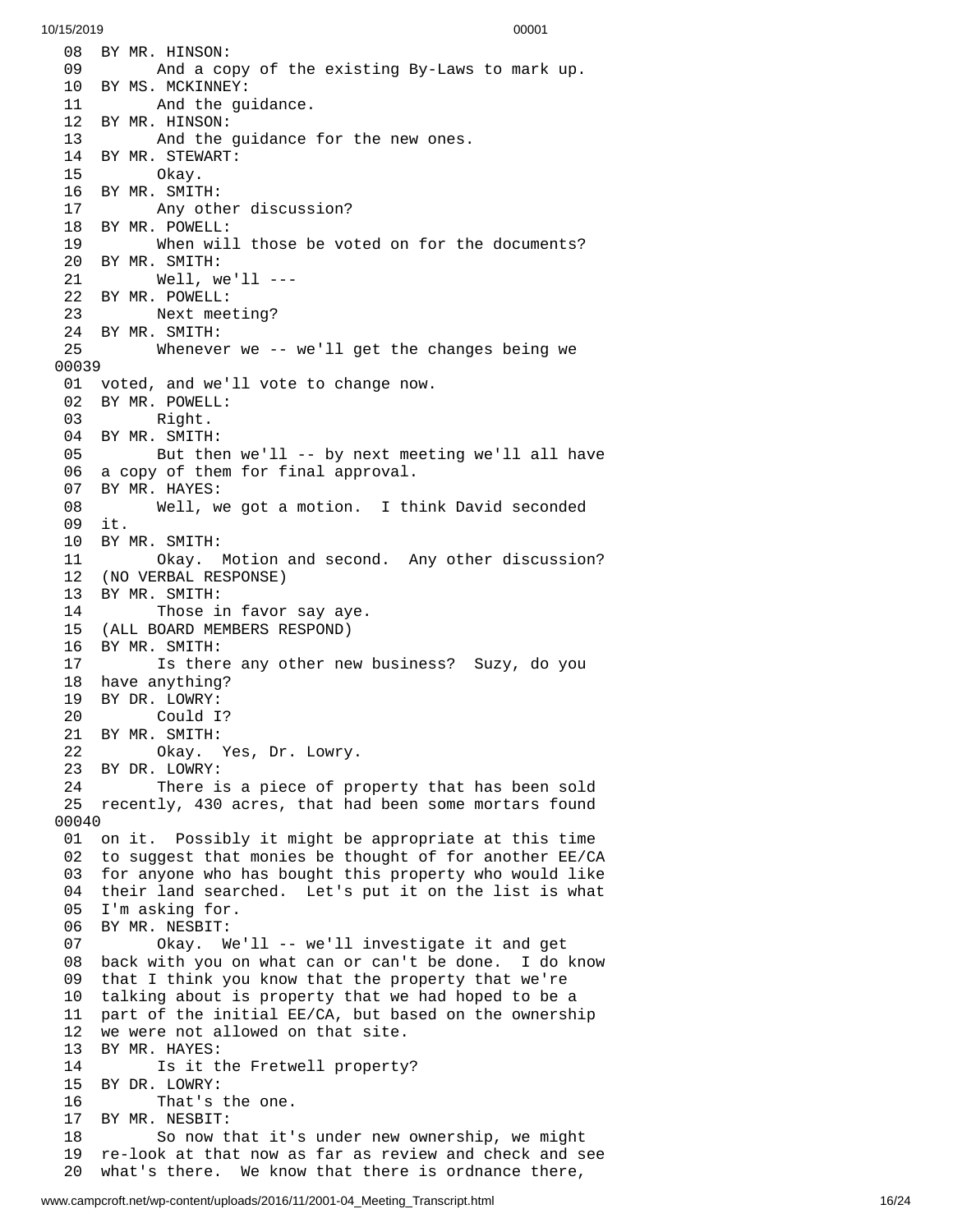```
08  BY MR. HINSON:
09        And a copy of the existing By-Laws to mark up.
10  BY MS. MCKINNEY:
11        And the guidance.
12  BY MR. HINSON:
13        And the guidance for the new ones.
14  BY MR. STEWART:
15        Okay.
16  BY MR. SMITH:
17        Any other discussion?
18  BY MR. POWELL:
19        When will those be voted on for the documents?
20  BY MR. SMITH:
21        Well, we'll ---
22  BY MR. POWELL:
23        Next meeting?
24  BY MR. SMITH:
25        Whenever we -- we'll get the changes being we
00039
01  voted, and we'll vote to change now.
02  BY MR. POWELL:
03        Right.
04  BY MR. SMITH:
05        But then we'll -- by next meeting we'll all have
06  a copy of them for final approval.
07  BY MR. HAYES:
08        Well, we got a motion.  I think David seconded
09  it.
10  BY MR. SMITH:
11        Okay.  Motion and second.  Any other discussion?
12  (NO VERBAL RESPONSE)
13  BY MR. SMITH:
14        Those in favor say aye.
15  (ALL BOARD MEMBERS RESPOND)
16  BY MR. SMITH:
17        Is there any other new business?  Suzy, do you
18  have anything?
19  BY DR. LOWRY:
20        Could I?
21  BY MR. SMITH:
22        Okay.  Yes, Dr. Lowry.
23  BY DR. LOWRY:
24        There is a piece of property that has been sold
25  recently, 430 acres, that had been some mortars found
00040
01  on it.  Possibly it might be appropriate at this time
02  to suggest that monies be thought of for another EE/CA
03  for anyone who has bought this property who would like
04  their land searched.  Let's put it on the list is what
05  I'm asking for.
06  BY MR. NESBIT:
07        Okay.  We'll -- we'll investigate it and get
08  back with you on what can or can't be done.  I do know
09  that I think you know that the property that we're
10  talking about is property that we had hoped to be a
11  part of the initial EE/CA, but based on the ownership
12  we were not allowed on that site.
13  BY MR. HAYES:
14        Is it the Fretwell property?
15  BY DR. LOWRY:
16        That's the one.
17  BY MR. NESBIT:
18        So now that it's under new ownership, we might
19  re-look at that now as far as review and check and see
20  what's there.  We know that there is ordnance there,
```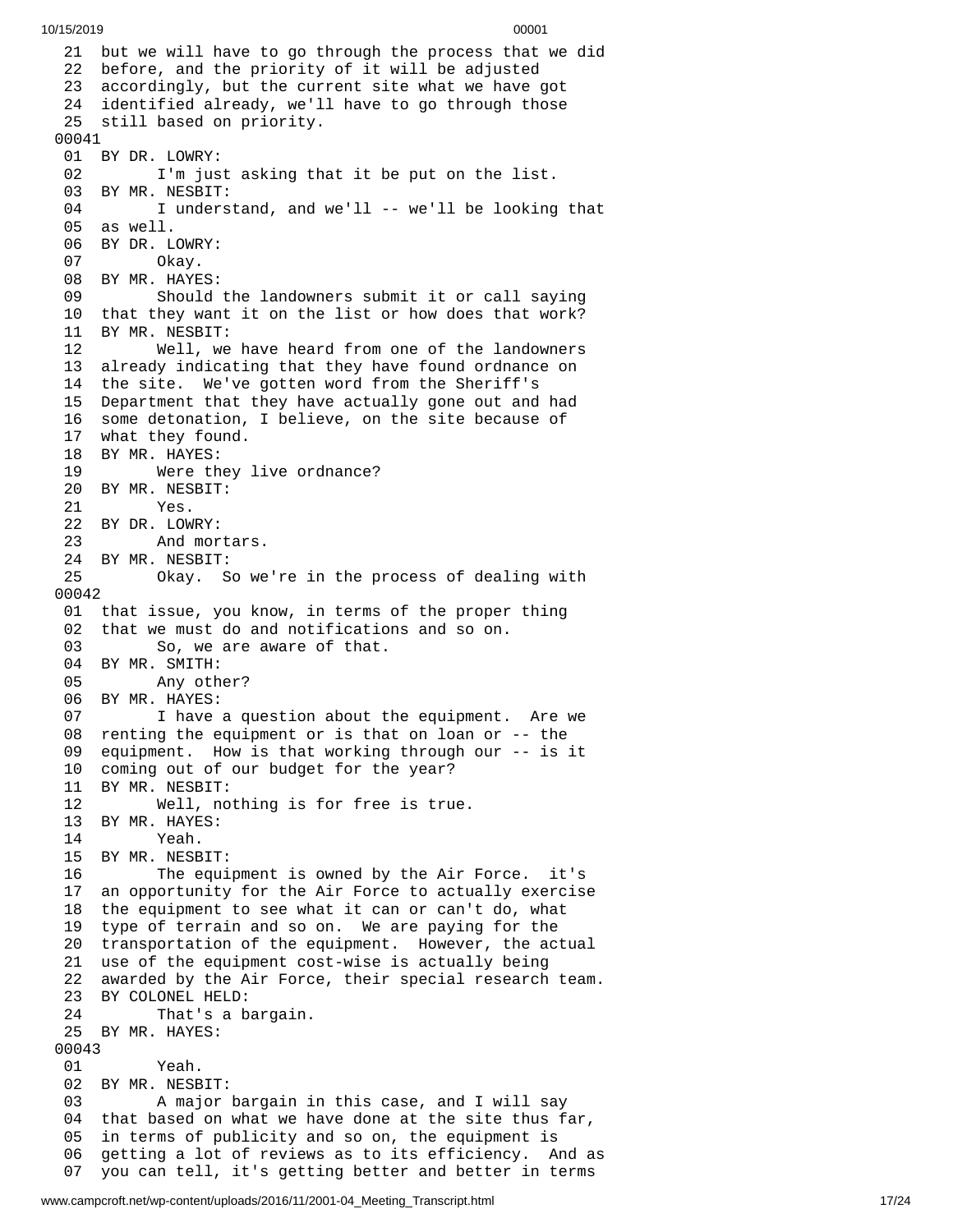```
21 but we will have to go through the process that we did
22 before, and the priority of it will be adjusted
23 accordingly, but the current site what we have got
24 identified already, we'll have to go through those
25 still based on priority.
00041
01 BY DR. LOWRY:
02       I'm just asking that it be put on the list.
03 BY MR. NESBIT:
04       I understand, and we'll -- we'll be looking that
05 as well.
06 BY DR. LOWRY:
07       Okay.
08 BY MR. HAYES:
09       Should the landowners submit it or call saying
10 that they want it on the list or how does that work?
11 BY MR. NESBIT:
12       Well, we have heard from one of the landowners
13 already indicating that they have found ordnance on
14 the site.  We've gotten word from the Sheriff's
15 Department that they have actually gone out and had
16 some detonation, I believe, on the site because of
17 what they found.
18 BY MR. HAYES:
19       Were they live ordnance?
20 BY MR. NESBIT:
21       Yes.
22 BY DR. LOWRY:
23       And mortars.
24 BY MR. NESBIT:
25       Okay.  So we're in the process of dealing with
00042
01 that issue, you know, in terms of the proper thing
02 that we must do and notifications and so on.
03       So, we are aware of that.
04 BY MR. SMITH:
05       Any other?
06 BY MR. HAYES:
07       I have a question about the equipment.  Are we
08 renting the equipment or is that on loan or -- the
09 equipment.  How is that working through our -- is it
10 coming out of our budget for the year?
11 BY MR. NESBIT:
12       Well, nothing is for free is true.
13 BY MR. HAYES:
14       Yeah.
15 BY MR. NESBIT:
16       The equipment is owned by the Air Force.  it's
17 an opportunity for the Air Force to actually exercise
18 the equipment to see what it can or can't do, what
19 type of terrain and so on.  We are paying for the
20 transportation of the equipment.  However, the actual
21 use of the equipment cost-wise is actually being
22 awarded by the Air Force, their special research team.
23 BY COLONEL HELD:
24       That's a bargain.
25 BY MR. HAYES:
00043
01       Yeah.
02 BY MR. NESBIT:
03       A major bargain in this case, and I will say
04 that based on what we have done at the site thus far,
05 in terms of publicity and so on, the equipment is
06 getting a lot of reviews as to its efficiency.  And as
07 you can tell, it's getting better and better in terms
```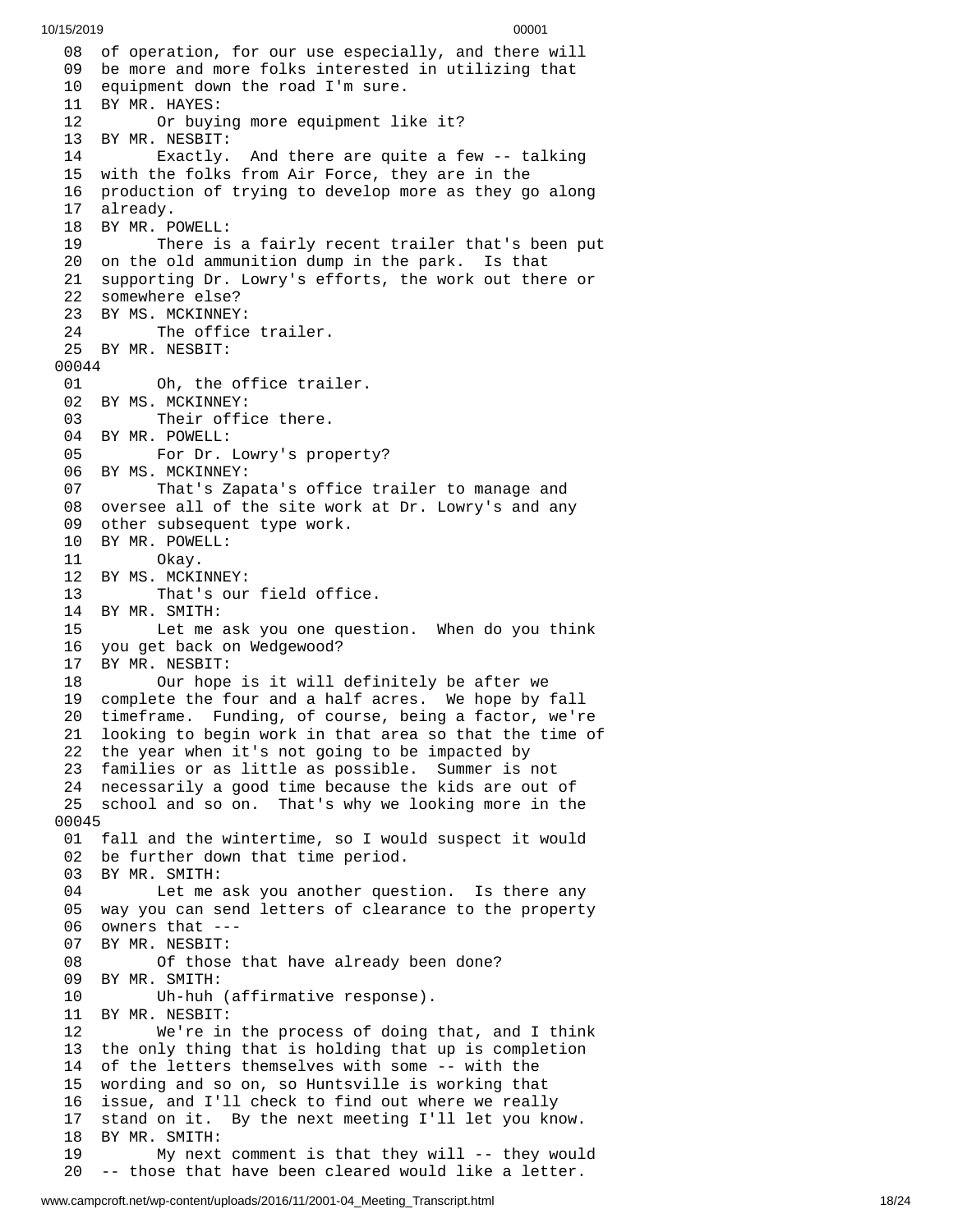08 of operation, for our use especially, and there will
09 be more and more folks interested in utilizing that
10 equipment down the road I'm sure.
11 BY MR. HAYES:
12 Or buying more equipment like it?
13 BY MR. NESBIT:
14 Exactly. And there are quite a few -- talking
15 with the folks from Air Force, they are in the
16 production of trying to develop more as they go along
17 already.
18 BY MR. POWELL:
19 There is a fairly recent trailer that's been put
20 on the old ammunition dump in the park. Is that
21 supporting Dr. Lowry's efforts, the work out there or
22 somewhere else?
23 BY MS. MCKINNEY:
24 The office trailer.
25 BY MR. NESBIT:
00044
01 Oh, the office trailer.
02 BY MS. MCKINNEY:
03 Their office there.
04 BY MR. POWELL:
05 For Dr. Lowry's property?
06 BY MS. MCKINNEY:
07 That's Zapata's office trailer to manage and
08 oversee all of the site work at Dr. Lowry's and any
09 other subsequent type work.
10 BY MR. POWELL:
11 Okay.
12 BY MS. MCKINNEY:
13 That's our field office.
14 BY MR. SMITH:
15 Let me ask you one question. When do you think
16 you get back on Wedgewood?
17 BY MR. NESBIT:
18 Our hope is it will definitely be after we
19 complete the four and a half acres. We hope by fall
20 timeframe. Funding, of course, being a factor, we're
21 looking to begin work in that area so that the time of
22 the year when it's not going to be impacted by
23 families or as little as possible. Summer is not
24 necessarily a good time because the kids are out of
25 school and so on. That's why we looking more in the
00045
01 fall and the wintertime, so I would suspect it would
02 be further down that time period.
03 BY MR. SMITH:
04 Let me ask you another question. Is there any
05 way you can send letters of clearance to the property
06 owners that ---
07 BY MR. NESBIT:
08 Of those that have already been done?
09 BY MR. SMITH:
10 Uh-huh (affirmative response).
11 BY MR. NESBIT:
12 We're in the process of doing that, and I think
13 the only thing that is holding that up is completion
14 of the letters themselves with some -- with the
15 wording and so on, so Huntsville is working that
16 issue, and I'll check to find out where we really
17 stand on it. By the next meeting I'll let you know.
18 BY MR. SMITH:
19 My next comment is that they will -- they would
20 -- those that have been cleared would like a letter.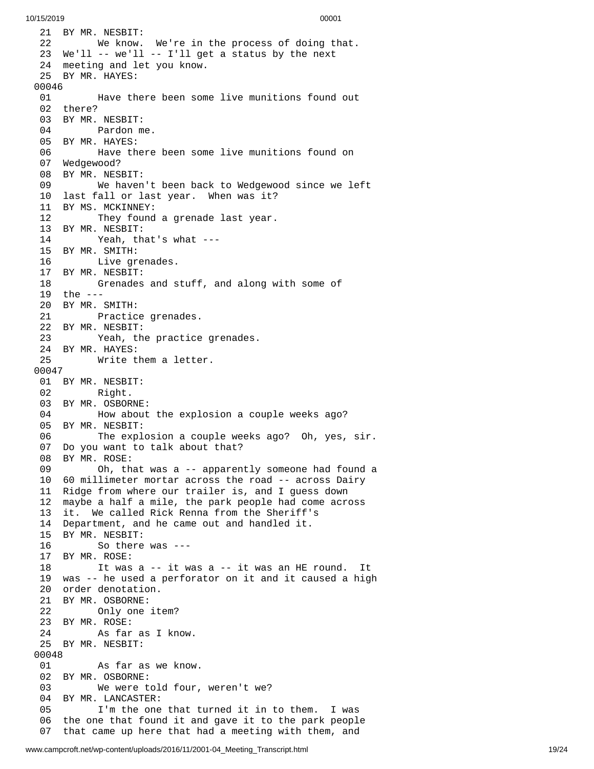21 BY MR. NESBIT:
22 We know. We're in the process of doing that.
23 We'll -- we'll -- I'll get a status by the next
24 meeting and let you know.
25 BY MR. HAYES:
00046
01 Have there been some live munitions found out
02 there?
03 BY MR. NESBIT:
04 Pardon me.
05 BY MR. HAYES:
06 Have there been some live munitions found on
07 Wedgewood?
08 BY MR. NESBIT:
09 We haven't been back to Wedgewood since we left
10 last fall or last year. When was it?
11 BY MS. MCKINNEY:
12 They found a grenade last year.
13 BY MR. NESBIT:
14 Yeah, that's what ---
15 BY MR. SMITH:
16 Live grenades.
17 BY MR. NESBIT:
18 Grenades and stuff, and along with some of
19 the ---
20 BY MR. SMITH:
21 Practice grenades.
22 BY MR. NESBIT:
23 Yeah, the practice grenades.
24 BY MR. HAYES:
25 Write them a letter.
00047
01 BY MR. NESBIT:
02 Right.
03 BY MR. OSBORNE:
04 How about the explosion a couple weeks ago?
05 BY MR. NESBIT:
06 The explosion a couple weeks ago? Oh, yes, sir.
07 Do you want to talk about that?
08 BY MR. ROSE:
09 Oh, that was a -- apparently someone had found a
10 60 millimeter mortar across the road -- across Dairy
11 Ridge from where our trailer is, and I guess down
12 maybe a half a mile, the park people had come across
13 it. We called Rick Renna from the Sheriff's
14 Department, and he came out and handled it.
15 BY MR. NESBIT:
16 So there was ---
17 BY MR. ROSE:
18 It was a -- it was a -- it was an HE round. It
19 was -- he used a perforator on it and it caused a high
20 order denotation.
21 BY MR. OSBORNE:
22 Only one item?
23 BY MR. ROSE:
24 As far as I know.
25 BY MR. NESBIT:
00048
01 As far as we know.
02 BY MR. OSBORNE:
03 We were told four, weren't we?
04 BY MR. LANCASTER:
05 I'm the one that turned it in to them. I was
06 the one that found it and gave it to the park people
07 that came up here that had a meeting with them, and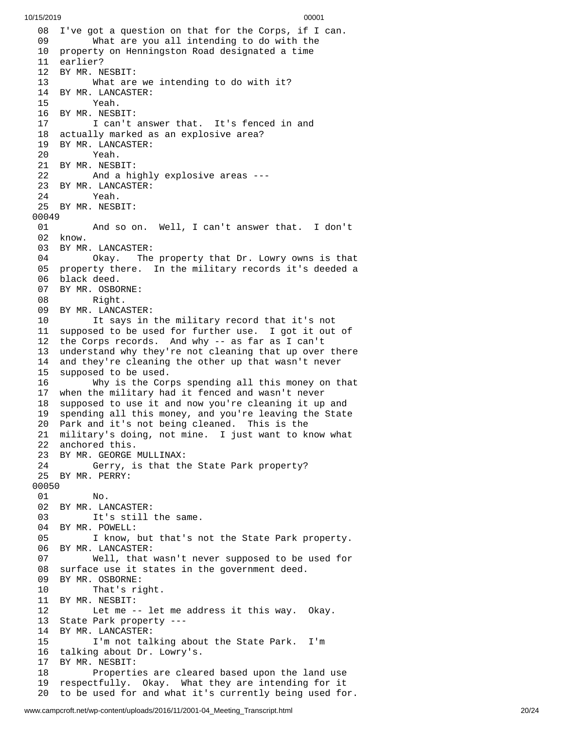```
 08  I've got a question on that for the Corps, if I can.
 09        What are you all intending to do with the
 10  property on Henningston Road designated a time
 11  earlier?
 12  BY MR. NESBIT:
 13        What are we intending to do with it?
 14  BY MR. LANCASTER:
 15        Yeah.
 16  BY MR. NESBIT:
 17        I can't answer that.  It's fenced in and
 18  actually marked as an explosive area?
 19  BY MR. LANCASTER:
 20        Yeah.
 21  BY MR. NESBIT:
 22        And a highly explosive areas ---
 23  BY MR. LANCASTER:
 24        Yeah.
 25  BY MR. NESBIT:
00049
 01        And so on.  Well, I can't answer that.  I don't
 02  know.
 03  BY MR. LANCASTER:
 04        Okay.   The property that Dr. Lowry owns is that
 05  property there.  In the military records it's deeded a
 06  black deed.
 07  BY MR. OSBORNE:
 08        Right.
 09  BY MR. LANCASTER:
 10        It says in the military record that it's not
 11  supposed to be used for further use.  I got it out of
 12  the Corps records.  And why -- as far as I can't
 13  understand why they're not cleaning that up over there
 14  and they're cleaning the other up that wasn't never
 15  supposed to be used.
 16        Why is the Corps spending all this money on that
 17  when the military had it fenced and wasn't never
 18  supposed to use it and now you're cleaning it up and
 19  spending all this money, and you're leaving the State
 20  Park and it's not being cleaned.  This is the
 21  military's doing, not mine.  I just want to know what
 22  anchored this.
 23  BY MR. GEORGE MULLINAX:
 24        Gerry, is that the State Park property?
 25  BY MR. PERRY:
00050
 01        No.
 02  BY MR. LANCASTER:
 03        It's still the same.
 04  BY MR. POWELL:
 05        I know, but that's not the State Park property.
 06  BY MR. LANCASTER:
 07        Well, that wasn't never supposed to be used for
 08  surface use it states in the government deed.
 09  BY MR. OSBORNE:
 10        That's right.
 11  BY MR. NESBIT:
 12        Let me -- let me address it this way.  Okay.
 13  State Park property ---
 14  BY MR. LANCASTER:
 15        I'm not talking about the State Park.  I'm
 16  talking about Dr. Lowry's.
 17  BY MR. NESBIT:
 18        Properties are cleared based upon the land use
 19  respectfully.  Okay.  What they are intending for it
 20  to be used for and what it's currently being used for.
```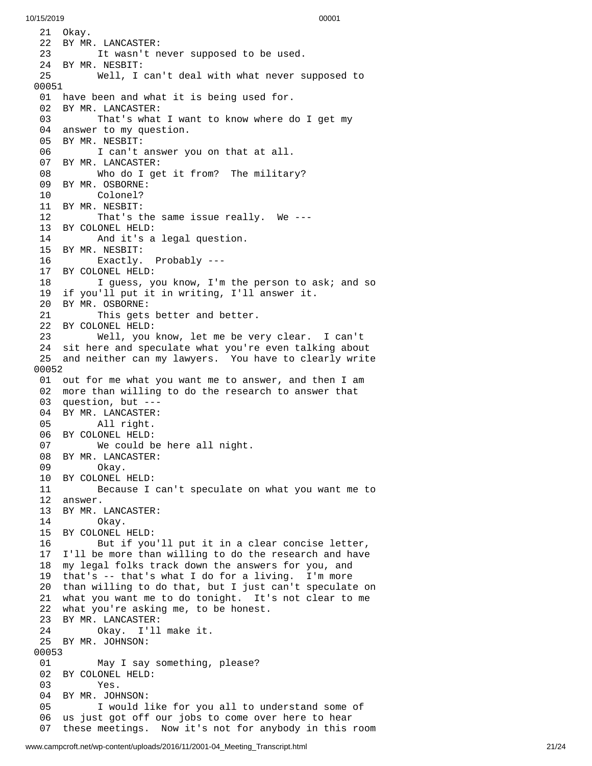21 Okay.
22 BY MR. LANCASTER:
23 It wasn't never supposed to be used.
24 BY MR. NESBIT:
25 Well, I can't deal with what never supposed to
00051
01 have been and what it is being used for.
02 BY MR. LANCASTER:
03 That's what I want to know where do I get my
04 answer to my question.
05 BY MR. NESBIT:
06 I can't answer you on that at all.
07 BY MR. LANCASTER:
08 Who do I get it from? The military?
09 BY MR. OSBORNE:
10 Colonel?
11 BY MR. NESBIT:
12 That's the same issue really. We ---
13 BY COLONEL HELD:
14 And it's a legal question.
15 BY MR. NESBIT:
16 Exactly. Probably ---
17 BY COLONEL HELD:
18 I guess, you know, I'm the person to ask; and so
19 if you'll put it in writing, I'll answer it.
20 BY MR. OSBORNE:
21 This gets better and better.
22 BY COLONEL HELD:
23 Well, you know, let me be very clear. I can't
24 sit here and speculate what you're even talking about
25 and neither can my lawyers. You have to clearly write
00052
01 out for me what you want me to answer, and then I am
02 more than willing to do the research to answer that
03 question, but ---
04 BY MR. LANCASTER:
05 All right.
06 BY COLONEL HELD:
07 We could be here all night.
08 BY MR. LANCASTER:
09 Okay.
10 BY COLONEL HELD:
11 Because I can't speculate on what you want me to
12 answer.
13 BY MR. LANCASTER:
14 Okay.
15 BY COLONEL HELD:
16 But if you'll put it in a clear concise letter,
17 I'll be more than willing to do the research and have
18 my legal folks track down the answers for you, and
19 that's -- that's what I do for a living. I'm more
20 than willing to do that, but I just can't speculate on
21 what you want me to do tonight. It's not clear to me
22 what you're asking me, to be honest.
23 BY MR. LANCASTER:
24 Okay. I'll make it.
25 BY MR. JOHNSON:
00053
01 May I say something, please?
02 BY COLONEL HELD:
03 Yes.
04 BY MR. JOHNSON:
05 I would like for you all to understand some of
06 us just got off our jobs to come over here to hear
07 these meetings. Now it's not for anybody in this room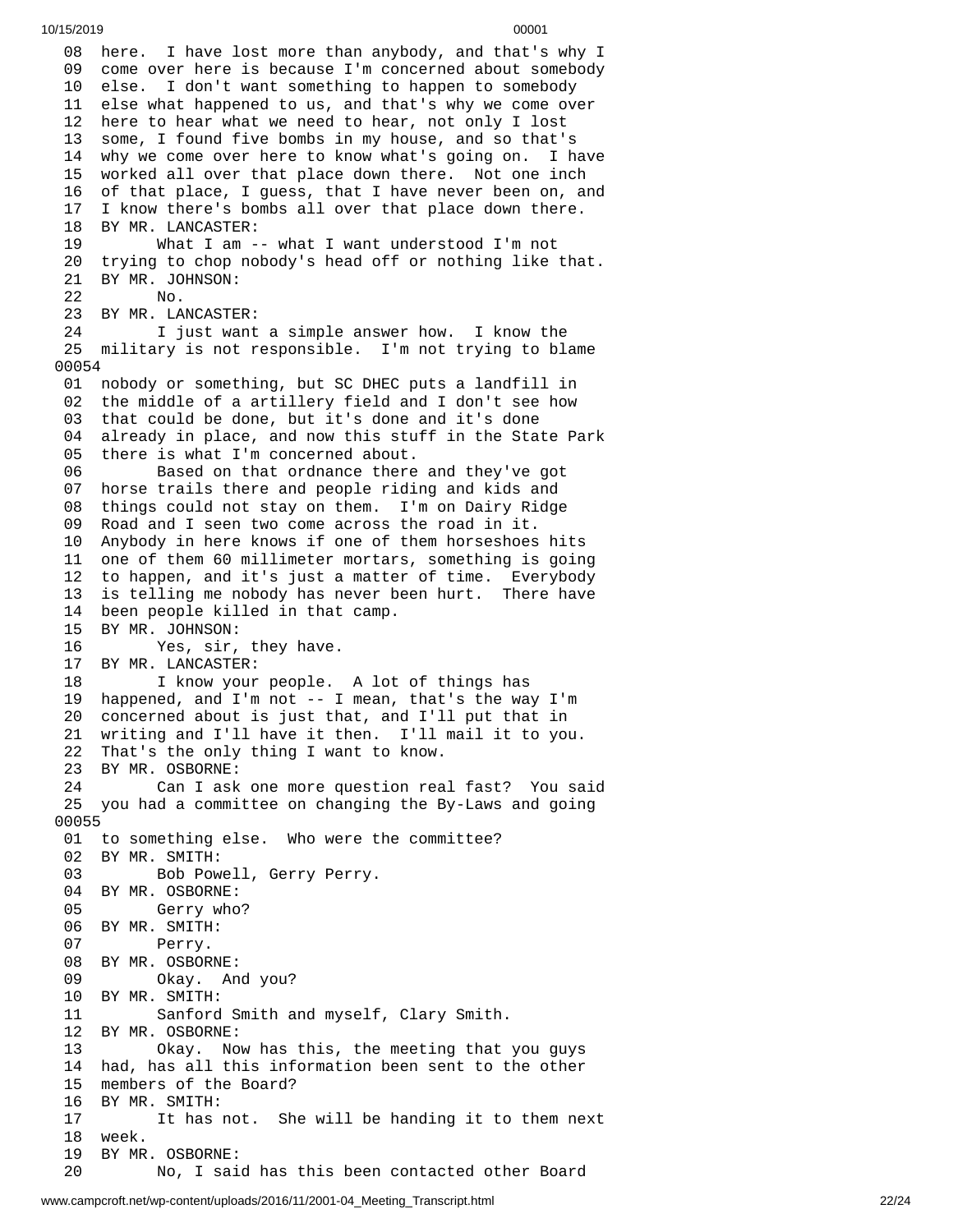08 here. I have lost more than anybody, and that's why I
09 come over here is because I'm concerned about somebody
10 else. I don't want something to happen to somebody
11 else what happened to us, and that's why we come over
12 here to hear what we need to hear, not only I lost
13 some, I found five bombs in my house, and so that's
14 why we come over here to know what's going on. I have
15 worked all over that place down there. Not one inch
16 of that place, I guess, that I have never been on, and
17 I know there's bombs all over that place down there.
18 BY MR. LANCASTER:
19 What I am -- what I want understood I'm not
20 trying to chop nobody's head off or nothing like that.
21 BY MR. JOHNSON:
22 No.
23 BY MR. LANCASTER:
24 I just want a simple answer how. I know the
25 military is not responsible. I'm not trying to blame

00054

01 nobody or something, but SC DHEC puts a landfill in
02 the middle of a artillery field and I don't see how
03 that could be done, but it's done and it's done
04 already in place, and now this stuff in the State Park
05 there is what I'm concerned about.
06 Based on that ordnance there and they've got
07 horse trails there and people riding and kids and
08 things could not stay on them. I'm on Dairy Ridge
09 Road and I seen two come across the road in it.
10 Anybody in here knows if one of them horseshoes hits
11 one of them 60 millimeter mortars, something is going
12 to happen, and it's just a matter of time. Everybody
13 is telling me nobody has never been hurt. There have
14 been people killed in that camp.
15 BY MR. JOHNSON:
16 Yes, sir, they have.
17 BY MR. LANCASTER:
18 I know your people. A lot of things has
19 happened, and I'm not -- I mean, that's the way I'm
20 concerned about is just that, and I'll put that in
21 writing and I'll have it then. I'll mail it to you.
22 That's the only thing I want to know.
23 BY MR. OSBORNE:
24 Can I ask one more question real fast? You said
25 you had a committee on changing the By-Laws and going

00055

01 to something else. Who were the committee?
02 BY MR. SMITH:
03 Bob Powell, Gerry Perry.
04 BY MR. OSBORNE:
05 Gerry who?
06 BY MR. SMITH:
07 Perry.
08 BY MR. OSBORNE:
09 Okay. And you?
10 BY MR. SMITH:
11 Sanford Smith and myself, Clary Smith.
12 BY MR. OSBORNE:
13 Okay. Now has this, the meeting that you guys
14 had, has all this information been sent to the other
15 members of the Board?
16 BY MR. SMITH:
17 It has not. She will be handing it to them next
18 week.
19 BY MR. OSBORNE:
20 No, I said has this been contacted other Board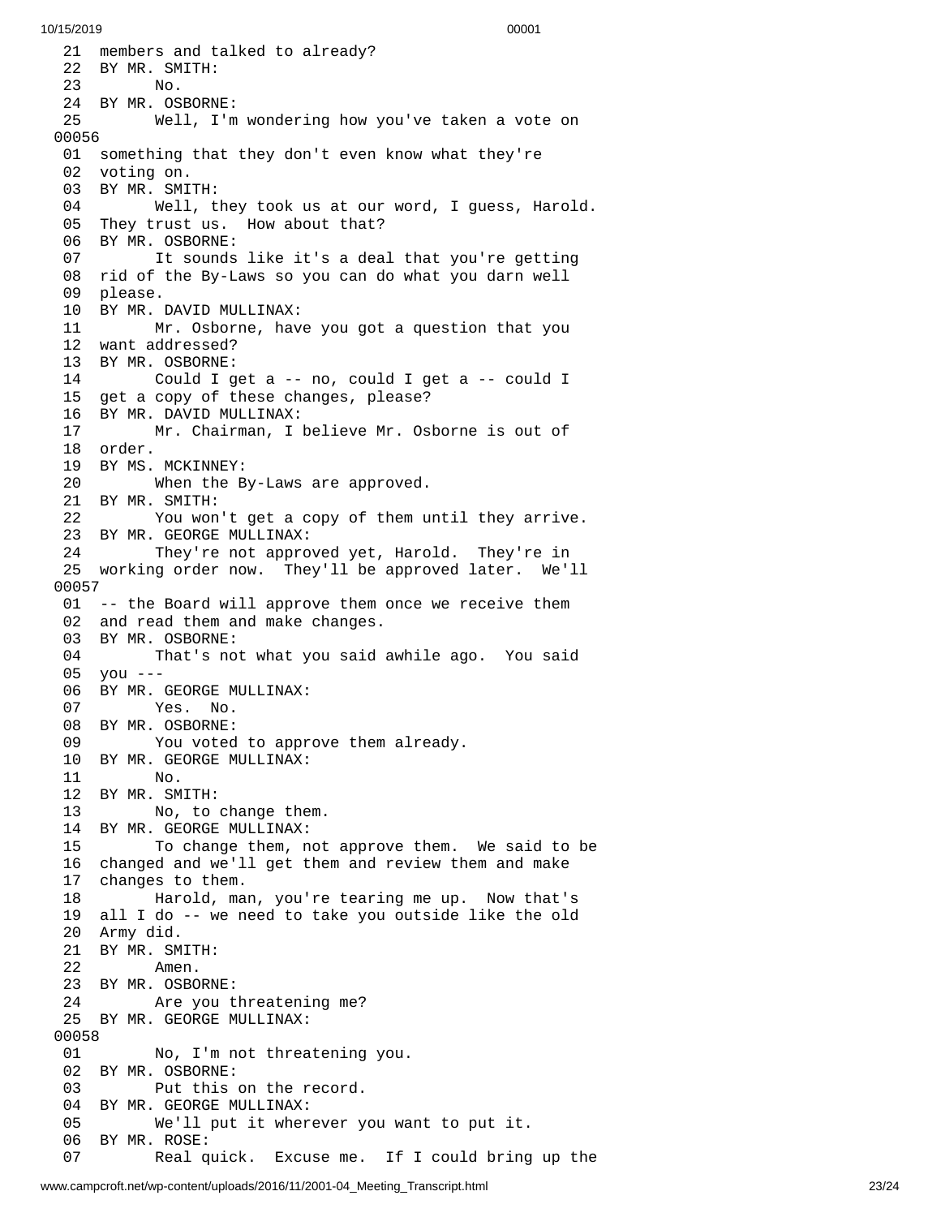21 members and talked to already?
22 BY MR. SMITH:
23 No.
24 BY MR. OSBORNE:
25 Well, I'm wondering how you've taken a vote on
00056
01 something that they don't even know what they're
02 voting on.
03 BY MR. SMITH:
04 Well, they took us at our word, I guess, Harold.
05 They trust us. How about that?
06 BY MR. OSBORNE:
07 It sounds like it's a deal that you're getting
08 rid of the By-Laws so you can do what you darn well
09 please.
10 BY MR. DAVID MULLINAX:
11 Mr. Osborne, have you got a question that you
12 want addressed?
13 BY MR. OSBORNE:
14 Could I get a -- no, could I get a -- could I
15 get a copy of these changes, please?
16 BY MR. DAVID MULLINAX:
17 Mr. Chairman, I believe Mr. Osborne is out of
18 order.
19 BY MS. MCKINNEY:
20 When the By-Laws are approved.
21 BY MR. SMITH:
22 You won't get a copy of them until they arrive.
23 BY MR. GEORGE MULLINAX:
24 They're not approved yet, Harold. They're in
25 working order now. They'll be approved later. We'll
00057
01 -- the Board will approve them once we receive them
02 and read them and make changes.
03 BY MR. OSBORNE:
04 That's not what you said awhile ago. You said
05 you ---
06 BY MR. GEORGE MULLINAX:
07 Yes. No.
08 BY MR. OSBORNE:
09 You voted to approve them already.
10 BY MR. GEORGE MULLINAX:
11 No.
12 BY MR. SMITH:
13 No, to change them.
14 BY MR. GEORGE MULLINAX:
15 To change them, not approve them. We said to be
16 changed and we'll get them and review them and make
17 changes to them.
18 Harold, man, you're tearing me up. Now that's
19 all I do -- we need to take you outside like the old
20 Army did.
21 BY MR. SMITH:
22 Amen.
23 BY MR. OSBORNE:
24 Are you threatening me?
25 BY MR. GEORGE MULLINAX:
00058
01 No, I'm not threatening you.
02 BY MR. OSBORNE:
03 Put this on the record.
04 BY MR. GEORGE MULLINAX:
05 We'll put it wherever you want to put it.
06 BY MR. ROSE:
07 Real quick. Excuse me. If I could bring up the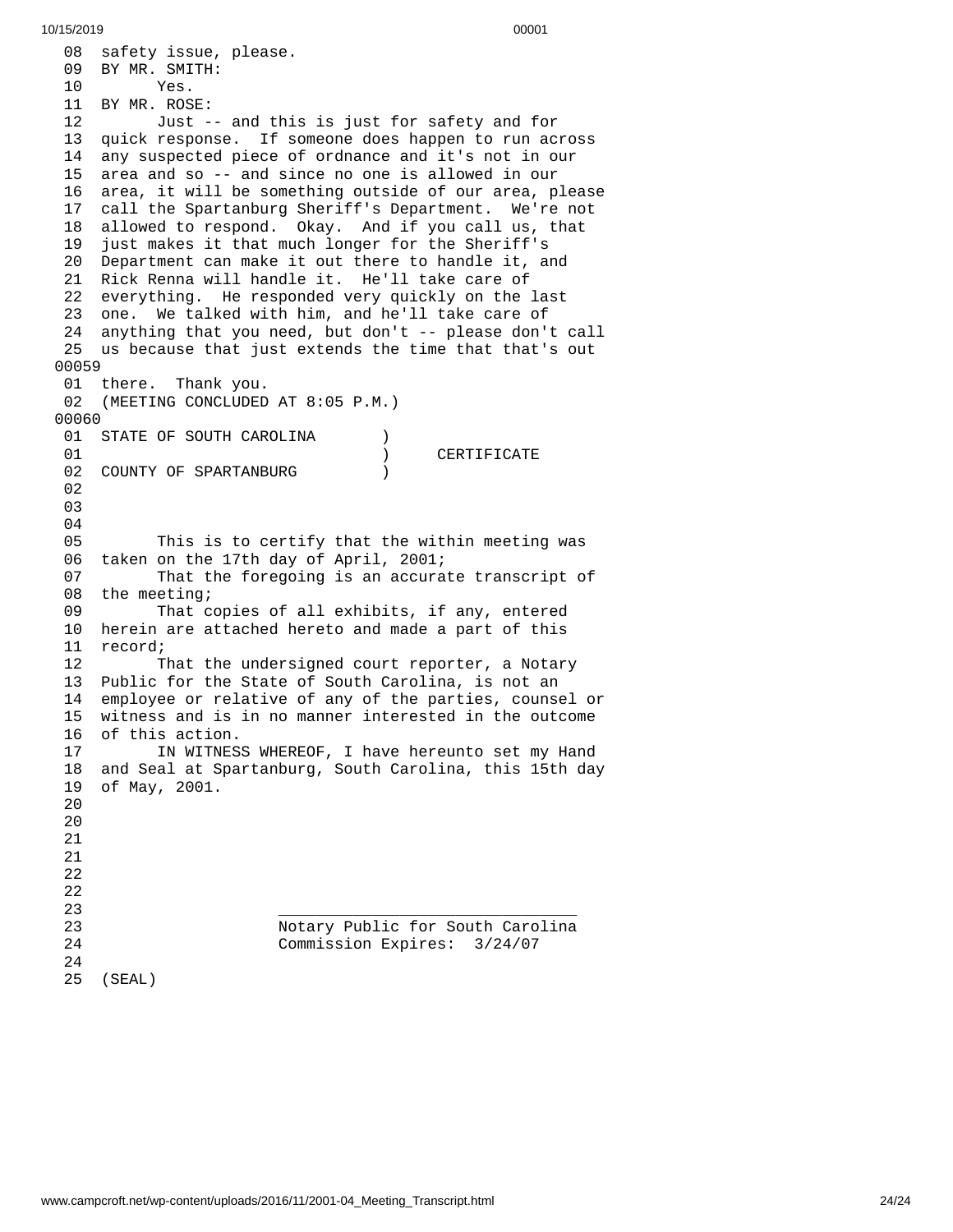```
 08  safety issue, please.
 09  BY MR. SMITH:
 10        Yes.
 11  BY MR. ROSE:
 12        Just -- and this is just for safety and for
 13  quick response.  If someone does happen to run across
 14  any suspected piece of ordnance and it's not in our
 15  area and so -- and since no one is allowed in our
 16  area, it will be something outside of our area, please
 17  call the Spartanburg Sheriff's Department.  We're not
 18  allowed to respond.  Okay.  And if you call us, that
 19  just makes it that much longer for the Sheriff's
 20  Department can make it out there to handle it, and
 21  Rick Renna will handle it.  He'll take care of
 22  everything.  He responded very quickly on the last
 23  one.  We talked with him, and he'll take care of
 24  anything that you need, but don't -- please don't call
 25  us because that just extends the time that that's out
00059
 01  there.  Thank you.
 02  (MEETING CONCLUDED AT 8:05 P.M.)
00060
 01  STATE OF SOUTH CAROLINA       )
 01                                )     CERTIFICATE
 02  COUNTY OF SPARTANBURG         )
 02
 03
 04
 05        This is to certify that the within meeting was
 06  taken on the 17th day of April, 2001;
 07        That the foregoing is an accurate transcript of
 08  the meeting;
 09        That copies of all exhibits, if any, entered
 10  herein are attached hereto and made a part of this
 11  record;
 12        That the undersigned court reporter, a Notary
 13  Public for the State of South Carolina, is not an
 14  employee or relative of any of the parties, counsel or
 15  witness and is in no manner interested in the outcome
 16  of this action.
 17        IN WITNESS WHEREOF, I have hereunto set my Hand
 18  and Seal at Spartanburg, South Carolina, this 15th day
 19  of May, 2001.
 20
 20
 21
 21
 22
 22
 23                    ________________________________
 23                    Notary Public for South Carolina
 24                    Commission Expires:  3/24/07
 24
 25  (SEAL)
```